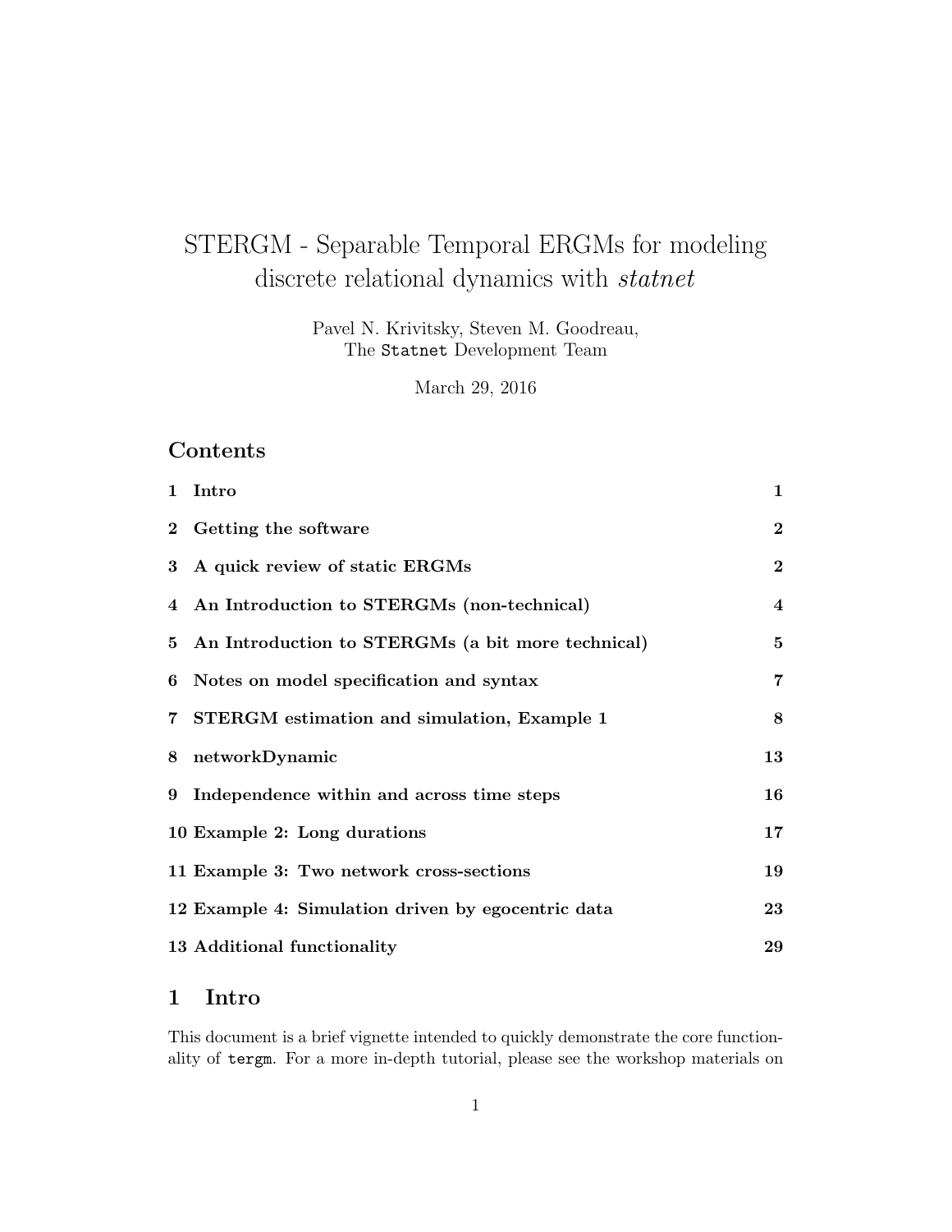# STERGM - Separable Temporal ERGMs for modeling discrete relational dynamics with *statnet*

Pavel N. Krivitsky, Steven M. Goodreau,
The `Statnet` Development Team

March 29, 2016

## Contents

| | | |
|---|---|---|
| **1** | **Intro** | **1** |
| **2** | **Getting the software** | **2** |
| **3** | **A quick review of static ERGMs** | **2** |
| **4** | **An Introduction to STERGMs (non-technical)** | **4** |
| **5** | **An Introduction to STERGMs (a bit more technical)** | **5** |
| **6** | **Notes on model specification and syntax** | **7** |
| **7** | **STERGM estimation and simulation, Example 1** | **8** |
| **8** | **networkDynamic** | **13** |
| **9** | **Independence within and across time steps** | **16** |
| **10** | **Example 2: Long durations** | **17** |
| **11** | **Example 3: Two network cross-sections** | **19** |
| **12** | **Example 4: Simulation driven by egocentric data** | **23** |
| **13** | **Additional functionality** | **29** |

## 1 Intro

This document is a brief vignette intended to quickly demonstrate the core functionality of `tergm`. For a more in-depth tutorial, please see the workshop materials on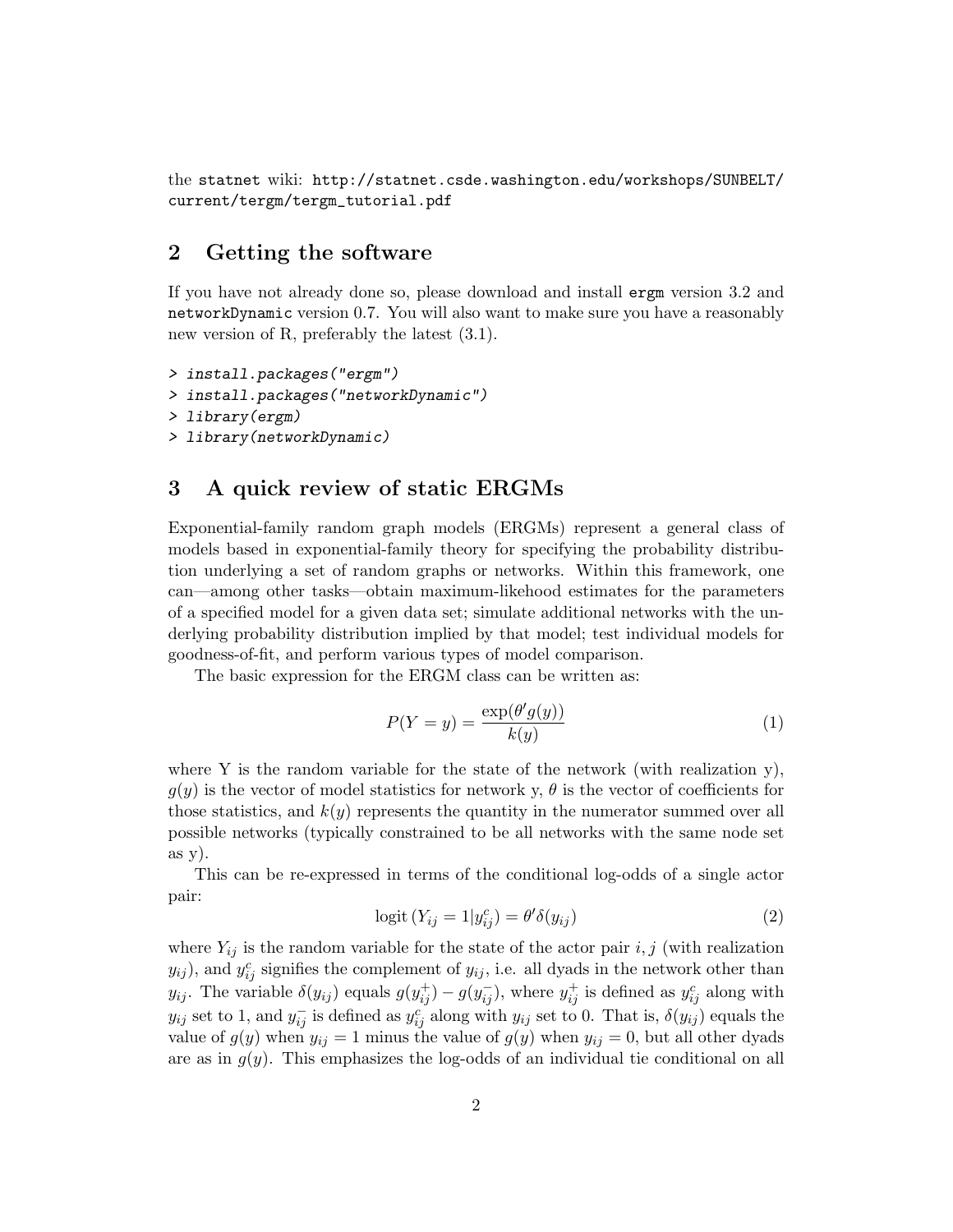the `statnet` wiki: `http://statnet.csde.washington.edu/workshops/SUNBELT/current/tergm/tergm_tutorial.pdf`

## 2 Getting the software

If you have not already done so, please download and install `ergm` version 3.2 and `networkDynamic` version 0.7. You will also want to make sure you have a reasonably new version of R, preferably the latest (3.1).

```
> install.packages("ergm")
> install.packages("networkDynamic")
> library(ergm)
> library(networkDynamic)
```

## 3 A quick review of static ERGMs

Exponential-family random graph models (ERGMs) represent a general class of models based in exponential-family theory for specifying the probability distribution underlying a set of random graphs or networks. Within this framework, one can—among other tasks—obtain maximum-likehood estimates for the parameters of a specified model for a given data set; simulate additional networks with the underlying probability distribution implied by that model; test individual models for goodness-of-fit, and perform various types of model comparison.

The basic expression for the ERGM class can be written as:

$$P(Y = y) = \frac{\exp(\theta' g(y))}{k(y)} \tag{1}$$

where Y is the random variable for the state of the network (with realization y), $g(y)$ is the vector of model statistics for network y, $\theta$ is the vector of coefficients for those statistics, and $k(y)$ represents the quantity in the numerator summed over all possible networks (typically constrained to be all networks with the same node set as y).

This can be re-expressed in terms of the conditional log-odds of a single actor pair:

$$\operatorname{logit}(Y_{ij} = 1 | y_{ij}^c) = \theta' \delta(y_{ij}) \tag{2}$$

where $Y_{ij}$ is the random variable for the state of the actor pair $i, j$ (with realization $y_{ij}$), and $y_{ij}^c$ signifies the complement of $y_{ij}$, i.e. all dyads in the network other than $y_{ij}$. The variable $\delta(y_{ij})$ equals $g(y_{ij}^+) - g(y_{ij}^-)$, where $y_{ij}^+$ is defined as $y_{ij}^c$ along with $y_{ij}$ set to 1, and $y_{ij}^-$ is defined as $y_{ij}^c$ along with $y_{ij}$ set to 0. That is, $\delta(y_{ij})$ equals the value of $g(y)$ when $y_{ij} = 1$ minus the value of $g(y)$ when $y_{ij} = 0$, but all other dyads are as in $g(y)$. This emphasizes the log-odds of an individual tie conditional on all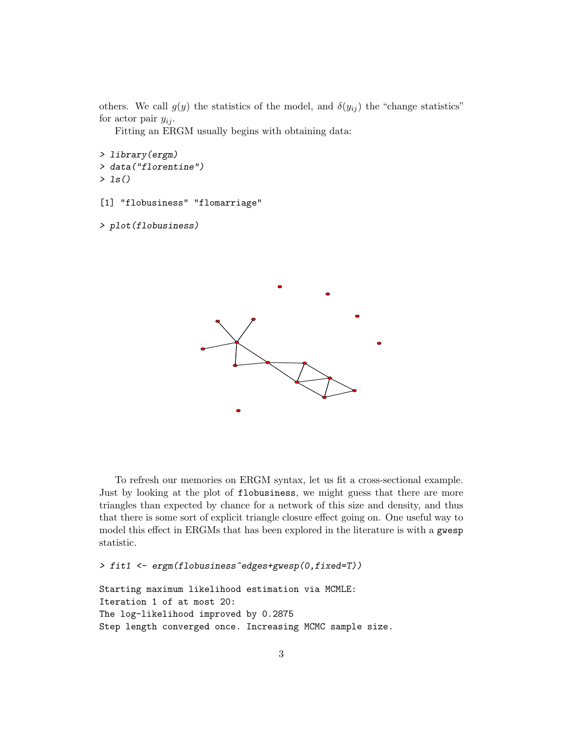others. We call $g(y)$ the statistics of the model, and $\delta(y_{ij})$ the "change statistics" for actor pair $y_{ij}$.

Fitting an ERGM usually begins with obtaining data:

```
> library(ergm)
> data("florentine")
> ls()

[1] "flobusiness" "flomarriage"

> plot(flobusiness)
```

To refresh our memories on ERGM syntax, let us fit a cross-sectional example. Just by looking at the plot of `flobusiness`, we might guess that there are more triangles than expected by chance for a network of this size and density, and thus that there is some sort of explicit triangle closure effect going on. One useful way to model this effect in ERGMs that has been explored in the literature is with a `gwesp` statistic.

```
> fit1 <- ergm(flobusiness~edges+gwesp(0,fixed=T))

Starting maximum likelihood estimation via MCMLE:
Iteration 1 of at most 20:
The log-likelihood improved by 0.2875
Step length converged once. Increasing MCMC sample size.
```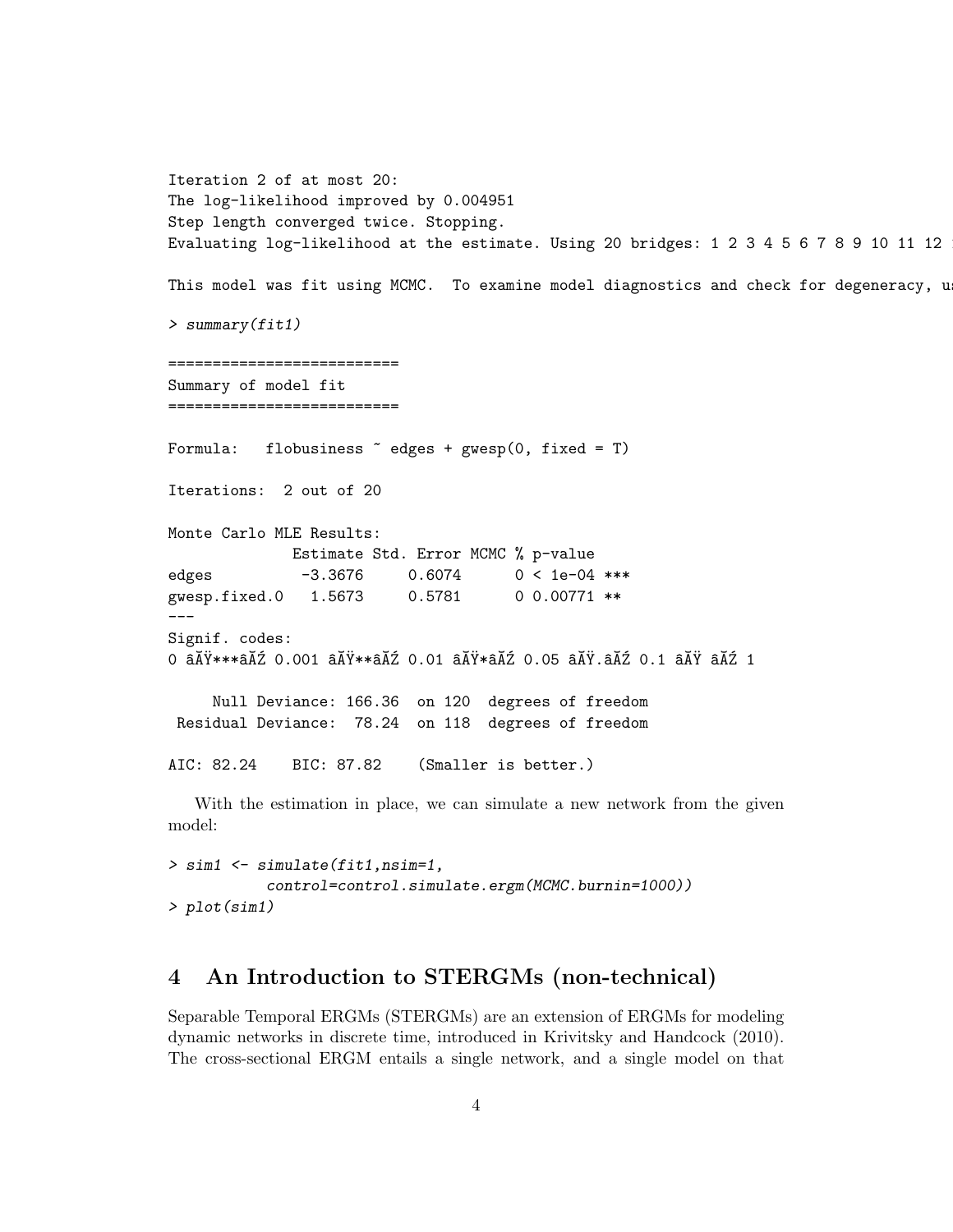```
Iteration 2 of at most 20:
The log-likelihood improved by 0.004951
Step length converged twice. Stopping.
Evaluating log-likelihood at the estimate. Using 20 bridges: 1 2 3 4 5 6 7 8 9 10 11 12 

This model was fit using MCMC.  To examine model diagnostics and check for degeneracy, u

> summary(fit1)

==========================
Summary of model fit
==========================

Formula:   flobusiness ~ edges + gwesp(0, fixed = T)

Iterations:  2 out of 20

Monte Carlo MLE Results:
              Estimate Std. Error MCMC % p-value
edges          -3.3676     0.6074      0 < 1e-04 ***
gwesp.fixed.0   1.5673     0.5781      0 0.00771 **
---
Signif. codes:
0 âĂŸ***âĂŹ 0.001 âĂŸ**âĂŹ 0.01 âĂŸ*âĂŹ 0.05 âĂŸ.âĂŹ 0.1 âĂŸ âĂŹ 1

     Null Deviance: 166.36  on 120  degrees of freedom
 Residual Deviance:  78.24  on 118  degrees of freedom

AIC: 82.24    BIC: 87.82    (Smaller is better.)
```

With the estimation in place, we can simulate a new network from the given model:

```
> sim1 <- simulate(fit1,nsim=1,
          control=control.simulate.ergm(MCMC.burnin=1000))
> plot(sim1)
```

## 4 An Introduction to STERGMs (non-technical)

Separable Temporal ERGMs (STERGMs) are an extension of ERGMs for modeling dynamic networks in discrete time, introduced in Krivitsky and Handcock (2010). The cross-sectional ERGM entails a single network, and a single model on that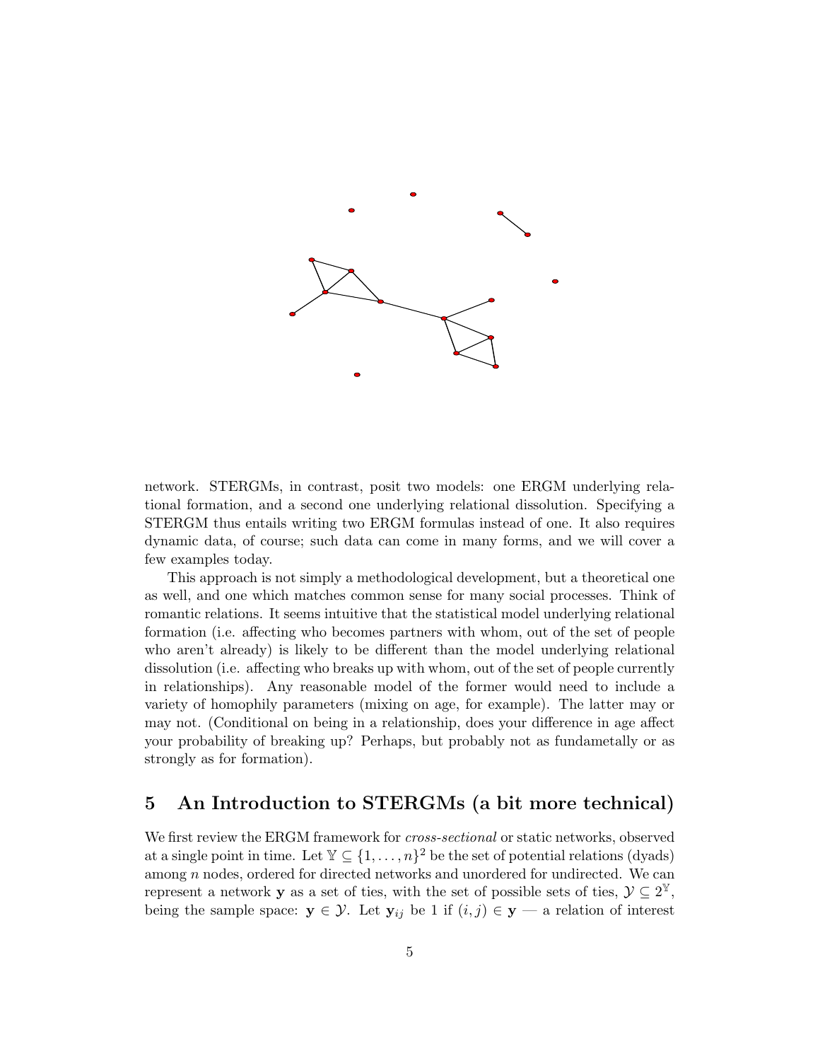network. STERGMs, in contrast, posit two models: one ERGM underlying relational formation, and a second one underlying relational dissolution. Specifying a STERGM thus entails writing two ERGM formulas instead of one. It also requires dynamic data, of course; such data can come in many forms, and we will cover a few examples today.

This approach is not simply a methodological development, but a theoretical one as well, and one which matches common sense for many social processes. Think of romantic relations. It seems intuitive that the statistical model underlying relational formation (i.e. affecting who becomes partners with whom, out of the set of people who aren't already) is likely to be different than the model underlying relational dissolution (i.e. affecting who breaks up with whom, out of the set of people currently in relationships). Any reasonable model of the former would need to include a variety of homophily parameters (mixing on age, for example). The latter may or may not. (Conditional on being in a relationship, does your difference in age affect your probability of breaking up? Perhaps, but probably not as fundametally or as strongly as for formation).

## 5 An Introduction to STERGMs (a bit more technical)

We first review the ERGM framework for *cross-sectional* or static networks, observed at a single point in time. Let $\mathbb{Y} \subseteq \{1, \ldots, n\}^2$ be the set of potential relations (dyads) among $n$ nodes, ordered for directed networks and unordered for undirected. We can represent a network $\mathbf{y}$ as a set of ties, with the set of possible sets of ties, $\mathcal{Y} \subseteq 2^{\mathbb{Y}}$, being the sample space: $\mathbf{y} \in \mathcal{Y}$. Let $\mathbf{y}_{ij}$ be 1 if $(i, j) \in \mathbf{y}$ — a relation of interest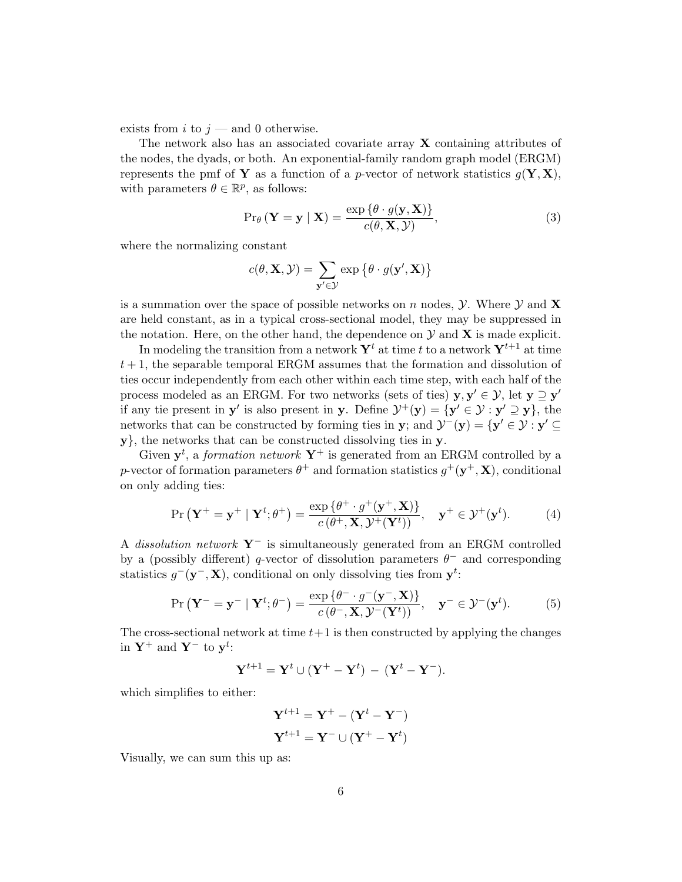exists from $i$ to $j$ — and 0 otherwise.

The network also has an associated covariate array $\mathbf{X}$ containing attributes of the nodes, the dyads, or both. An exponential-family random graph model (ERGM) represents the pmf of $\mathbf{Y}$ as a function of a $p$-vector of network statistics $g(\mathbf{Y}, \mathbf{X})$, with parameters $\theta \in \mathbb{R}^p$, as follows:

$$\Pr_\theta(\mathbf{Y} = \mathbf{y} \mid \mathbf{X}) = \frac{\exp\{\theta \cdot g(\mathbf{y}, \mathbf{X})\}}{c(\theta, \mathbf{X}, \mathcal{Y})}, \tag{3}$$

where the normalizing constant

$$c(\theta, \mathbf{X}, \mathcal{Y}) = \sum_{\mathbf{y}' \in \mathcal{Y}} \exp\left\{\theta \cdot g(\mathbf{y}', \mathbf{X})\right\}$$

is a summation over the space of possible networks on $n$ nodes, $\mathcal{Y}$. Where $\mathcal{Y}$ and $\mathbf{X}$ are held constant, as in a typical cross-sectional model, they may be suppressed in the notation. Here, on the other hand, the dependence on $\mathcal{Y}$ and $\mathbf{X}$ is made explicit.

In modeling the transition from a network $\mathbf{Y}^t$ at time $t$ to a network $\mathbf{Y}^{t+1}$ at time $t+1$, the separable temporal ERGM assumes that the formation and dissolution of ties occur independently from each other within each time step, with each half of the process modeled as an ERGM. For two networks (sets of ties) $\mathbf{y}, \mathbf{y}' \in \mathcal{Y}$, let $\mathbf{y} \supseteq \mathbf{y}'$ if any tie present in $\mathbf{y}'$ is also present in $\mathbf{y}$. Define $\mathcal{Y}^+(\mathbf{y}) = \{\mathbf{y}' \in \mathcal{Y} : \mathbf{y}' \supseteq \mathbf{y}\}$, the networks that can be constructed by forming ties in $\mathbf{y}$; and $\mathcal{Y}^-(\mathbf{y}) = \{\mathbf{y}' \in \mathcal{Y} : \mathbf{y}' \subseteq \mathbf{y}\}$, the networks that can be constructed dissolving ties in $\mathbf{y}$.

Given $\mathbf{y}^t$, a *formation network* $\mathbf{Y}^+$ is generated from an ERGM controlled by a $p$-vector of formation parameters $\theta^+$ and formation statistics $g^+(\mathbf{y}^+, \mathbf{X})$, conditional on only adding ties:

$$\Pr\left(\mathbf{Y}^+ = \mathbf{y}^+ \mid \mathbf{Y}^t; \theta^+\right) = \frac{\exp\{\theta^+ \cdot g^+(\mathbf{y}^+, \mathbf{X})\}}{c\left(\theta^+, \mathbf{X}, \mathcal{Y}^+(\mathbf{Y}^t)\right)}, \quad \mathbf{y}^+ \in \mathcal{Y}^+(\mathbf{y}^t). \tag{4}$$

A *dissolution network* $\mathbf{Y}^-$ is simultaneously generated from an ERGM controlled by a (possibly different) $q$-vector of dissolution parameters $\theta^-$ and corresponding statistics $g^-(\mathbf{y}^-, \mathbf{X})$, conditional on only dissolving ties from $\mathbf{y}^t$:

$$\Pr\left(\mathbf{Y}^- = \mathbf{y}^- \mid \mathbf{Y}^t; \theta^-\right) = \frac{\exp\{\theta^- \cdot g^-(\mathbf{y}^-, \mathbf{X})\}}{c\left(\theta^-, \mathbf{X}, \mathcal{Y}^-(\mathbf{Y}^t)\right)}, \quad \mathbf{y}^- \in \mathcal{Y}^-(\mathbf{y}^t). \tag{5}$$

The cross-sectional network at time $t+1$ is then constructed by applying the changes in $\mathbf{Y}^+$ and $\mathbf{Y}^-$ to $\mathbf{y}^t$:

$$\mathbf{Y}^{t+1} = \mathbf{Y}^t \cup (\mathbf{Y}^+ - \mathbf{Y}^t) - (\mathbf{Y}^t - \mathbf{Y}^-).$$

which simplifies to either:

$$\mathbf{Y}^{t+1} = \mathbf{Y}^+ - (\mathbf{Y}^t - \mathbf{Y}^-)$$

$$\mathbf{Y}^{t+1} = \mathbf{Y}^- \cup (\mathbf{Y}^+ - \mathbf{Y}^t)$$

Visually, we can sum this up as: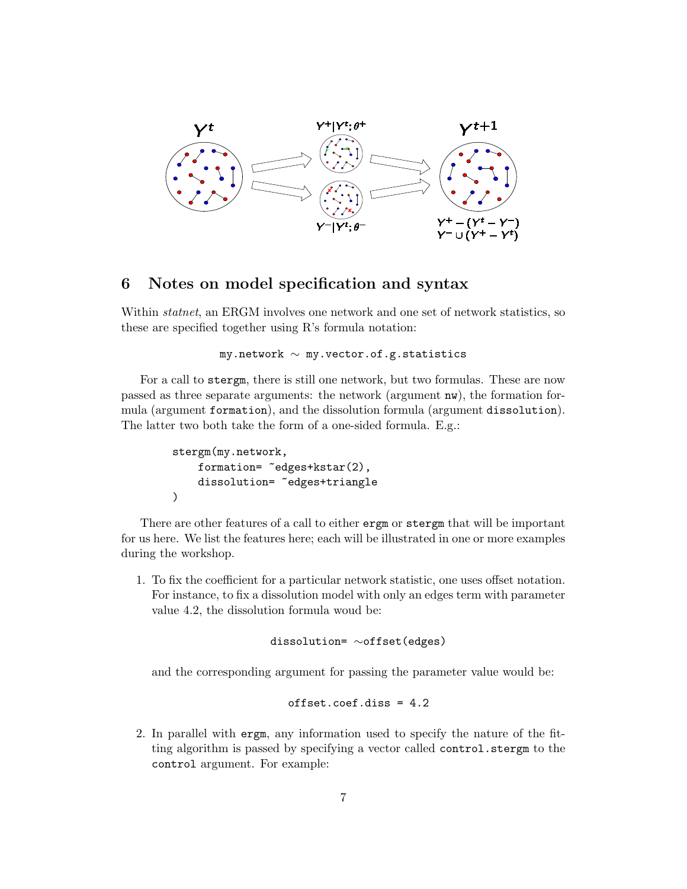## 6 Notes on model specification and syntax

Within *statnet*, an ERGM involves one network and one set of network statistics, so these are specified together using R's formula notation:

```
my.network ~ my.vector.of.g.statistics
```

For a call to `stergm`, there is still one network, but two formulas. These are now passed as three separate arguments: the network (argument `nw`), the formation formula (argument `formation`), and the dissolution formula (argument `dissolution`). The latter two both take the form of a one-sided formula. E.g.:

```
stergm(my.network,
    formation= ~edges+kstar(2),
    dissolution= ~edges+triangle
)
```

There are other features of a call to either `ergm` or `stergm` that will be important for us here. We list the features here; each will be illustrated in one or more examples during the workshop.

1. To fix the coefficient for a particular network statistic, one uses offset notation. For instance, to fix a dissolution model with only an edges term with parameter value 4.2, the dissolution formula woud be:

   ```
   dissolution= ~offset(edges)
   ```

   and the corresponding argument for passing the parameter value would be:

   ```
   offset.coef.diss = 4.2
   ```

2. In parallel with `ergm`, any information used to specify the nature of the fitting algorithm is passed by specifying a vector called `control.stergm` to the `control` argument. For example: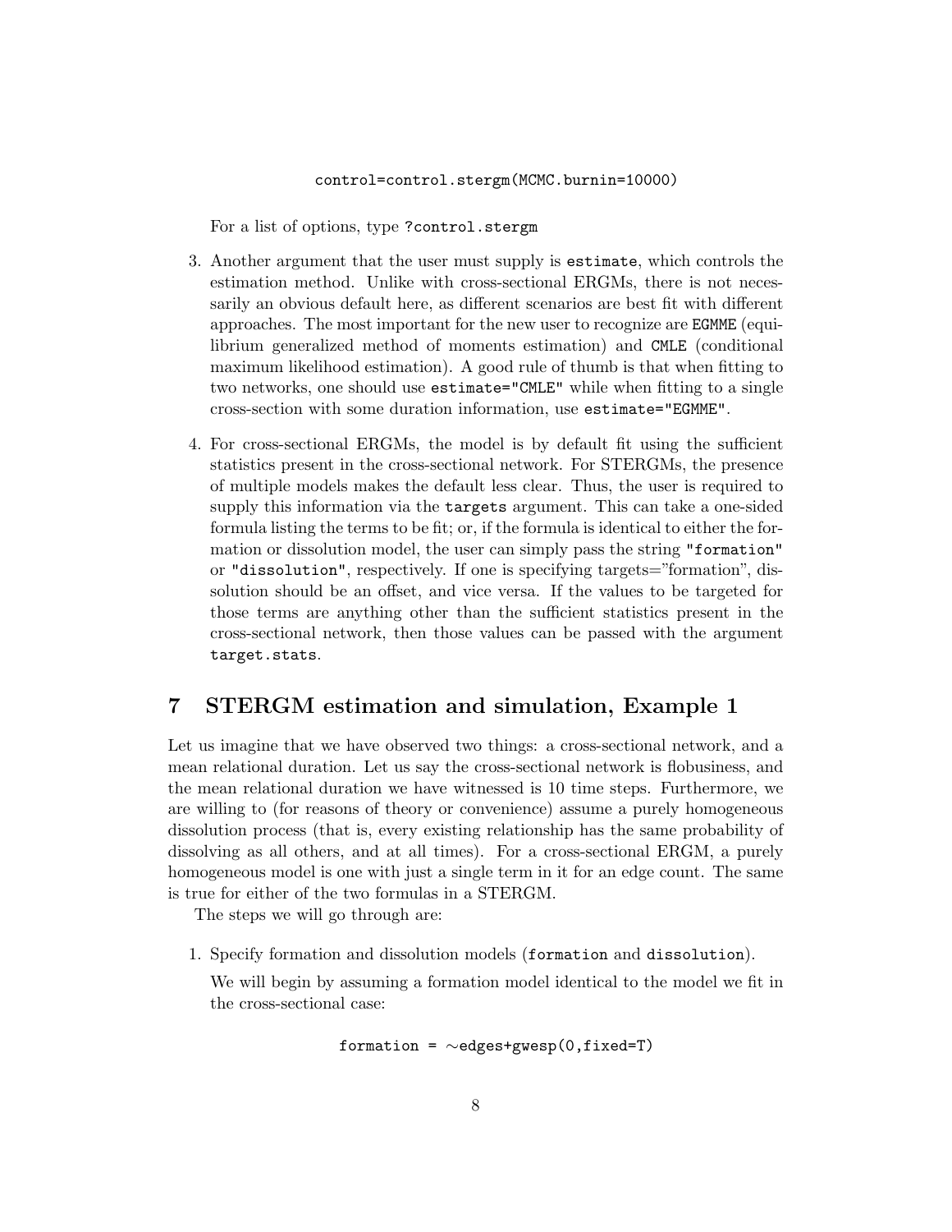```
control=control.stergm(MCMC.burnin=10000)
```

For a list of options, type `?control.stergm`

3. Another argument that the user must supply is `estimate`, which controls the estimation method. Unlike with cross-sectional ERGMs, there is not necessarily an obvious default here, as different scenarios are best fit with different approaches. The most important for the new user to recognize are `EGMME` (equilibrium generalized method of moments estimation) and `CMLE` (conditional maximum likelihood estimation). A good rule of thumb is that when fitting to two networks, one should use `estimate="CMLE"` while when fitting to a single cross-section with some duration information, use `estimate="EGMME"`.

4. For cross-sectional ERGMs, the model is by default fit using the sufficient statistics present in the cross-sectional network. For STERGMs, the presence of multiple models makes the default less clear. Thus, the user is required to supply this information via the `targets` argument. This can take a one-sided formula listing the terms to be fit; or, if the formula is identical to either the formation or dissolution model, the user can simply pass the string `"formation"` or `"dissolution"`, respectively. If one is specifying targets="formation", dissolution should be an offset, and vice versa. If the values to be targeted for those terms are anything other than the sufficient statistics present in the cross-sectional network, then those values can be passed with the argument `target.stats`.

## 7 STERGM estimation and simulation, Example 1

Let us imagine that we have observed two things: a cross-sectional network, and a mean relational duration. Let us say the cross-sectional network is flobusiness, and the mean relational duration we have witnessed is 10 time steps. Furthermore, we are willing to (for reasons of theory or convenience) assume a purely homogeneous dissolution process (that is, every existing relationship has the same probability of dissolving as all others, and at all times). For a cross-sectional ERGM, a purely homogeneous model is one with just a single term in it for an edge count. The same is true for either of the two formulas in a STERGM.

The steps we will go through are:

1. Specify formation and dissolution models (`formation` and `dissolution`).

   We will begin by assuming a formation model identical to the model we fit in the cross-sectional case:

   ```
   formation = ~edges+gwesp(0,fixed=T)
   ```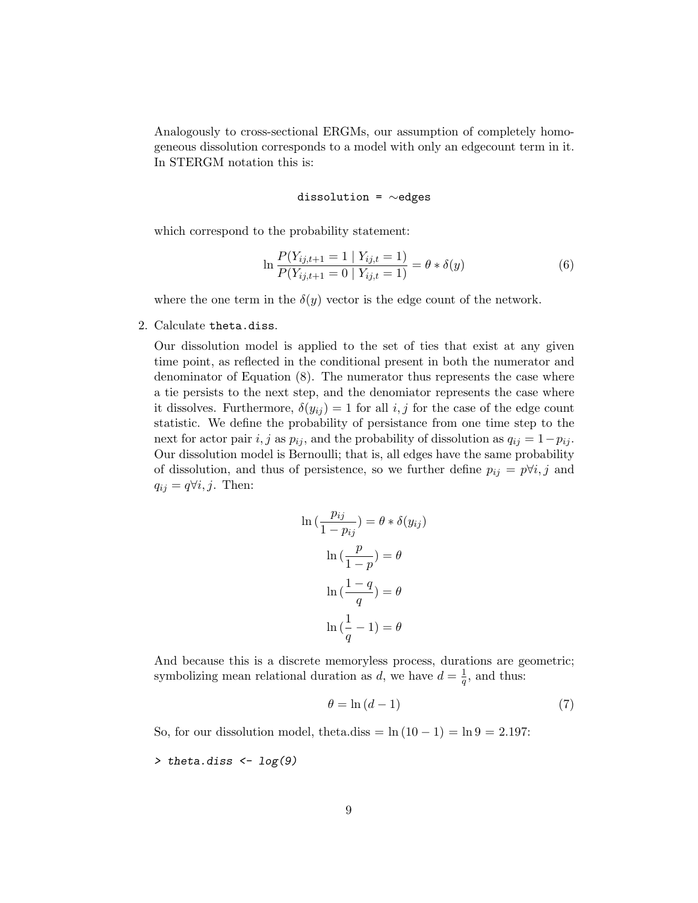Analogously to cross-sectional ERGMs, our assumption of completely homogeneous dissolution corresponds to a model with only an edgecount term in it. In STERGM notation this is:

```
dissolution = ~edges
```

which correspond to the probability statement:

$$\ln \frac{P(Y_{ij,t+1} = 1 \mid Y_{ij,t} = 1)}{P(Y_{ij,t+1} = 0 \mid Y_{ij,t} = 1)} = \theta * \delta(y) \tag{6}$$

where the one term in the $\delta(y)$ vector is the edge count of the network.

2. Calculate `theta.diss`.

   Our dissolution model is applied to the set of ties that exist at any given time point, as reflected in the conditional present in both the numerator and denominator of Equation (8). The numerator thus represents the case where a tie persists to the next step, and the denomiator represents the case where it dissolves. Furthermore, $\delta(y_{ij}) = 1$ for all $i, j$ for the case of the edge count statistic. We define the probability of persistance from one time step to the next for actor pair $i, j$ as $p_{ij}$, and the probability of dissolution as $q_{ij} = 1 - p_{ij}$. Our dissolution model is Bernoulli; that is, all edges have the same probability of dissolution, and thus of persistence, so we further define $p_{ij} = p \forall i, j$ and $q_{ij} = q \forall i, j$. Then:

$$\ln \left(\frac{p_{ij}}{1 - p_{ij}}\right) = \theta * \delta(y_{ij})$$

$$\ln \left(\frac{p}{1 - p}\right) = \theta$$

$$\ln \left(\frac{1 - q}{q}\right) = \theta$$

$$\ln \left(\frac{1}{q} - 1\right) = \theta$$

   And because this is a discrete memoryless process, durations are geometric; symbolizing mean relational duration as $d$, we have $d = \frac{1}{q}$, and thus:

$$\theta = \ln (d - 1) \tag{7}$$

   So, for our dissolution model, theta.diss $= \ln (10 - 1) = \ln 9 = 2.197$:

```
> theta.diss <- log(9)
```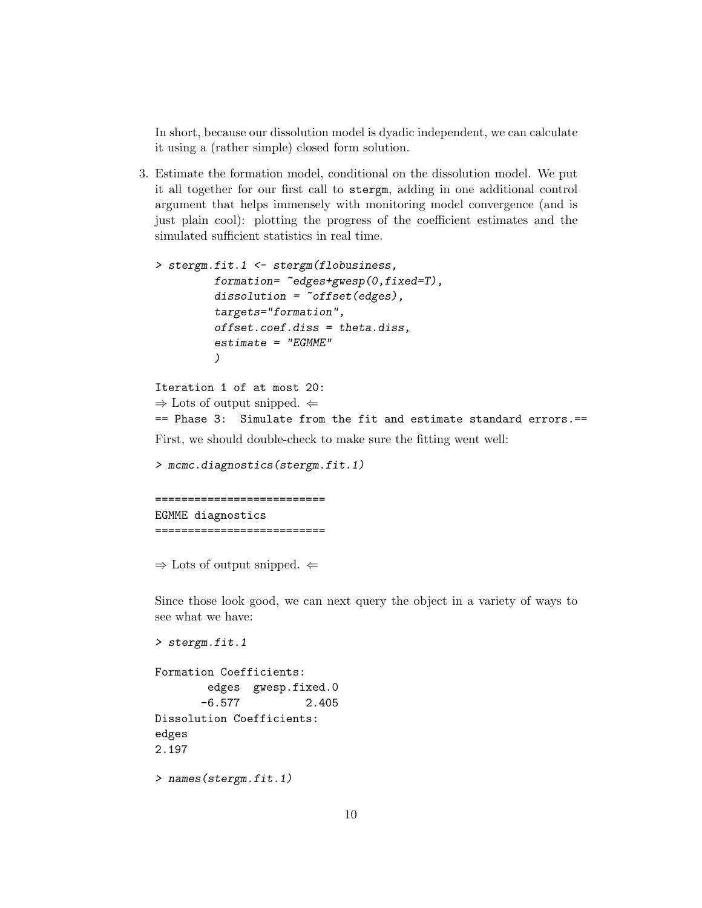In short, because our dissolution model is dyadic independent, we can calculate it using a (rather simple) closed form solution.

3. Estimate the formation model, conditional on the dissolution model. We put it all together for our first call to `stergm`, adding in one additional control argument that helps immensely with monitoring model convergence (and is just plain cool): plotting the progress of the coefficient estimates and the simulated sufficient statistics in real time.

```
> stergm.fit.1 <- stergm(flobusiness,
         formation= ~edges+gwesp(0,fixed=T),
         dissolution = ~offset(edges),
         targets="formation",
         offset.coef.diss = theta.diss,
         estimate = "EGMME"
         )

Iteration 1 of at most 20:
```

⇒ Lots of output snipped. ⇐

```
== Phase 3:  Simulate from the fit and estimate standard errors.==
```

First, we should double-check to make sure the fitting went well:

```
> mcmc.diagnostics(stergm.fit.1)

==========================
EGMME diagnostics
==========================
```

⇒ Lots of output snipped. ⇐

Since those look good, we can next query the object in a variety of ways to see what we have:

```
> stergm.fit.1

Formation Coefficients:
        edges  gwesp.fixed.0
       -6.577          2.405
Dissolution Coefficients:
edges
2.197

> names(stergm.fit.1)
```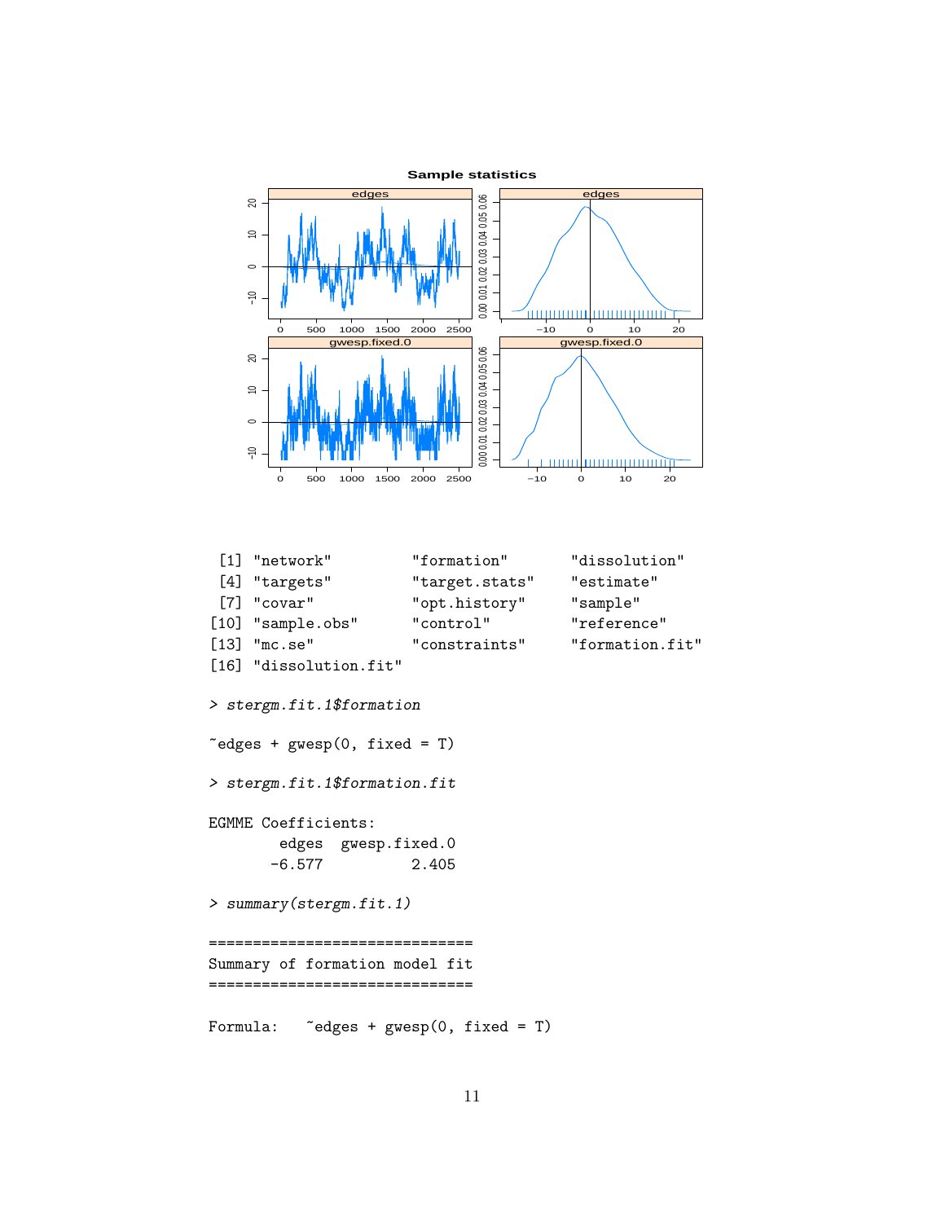```
 [1] "network"          "formation"        "dissolution"
 [4] "targets"          "target.stats"     "estimate"
 [7] "covar"            "opt.history"      "sample"
[10] "sample.obs"       "control"          "reference"
[13] "mc.se"            "constraints"      "formation.fit"
[16] "dissolution.fit"

> stergm.fit.1$formation

~edges + gwesp(0, fixed = T)

> stergm.fit.1$formation.fit

EGMME Coefficients:
        edges  gwesp.fixed.0
       -6.577          2.405

> summary(stergm.fit.1)

==============================
Summary of formation model fit
==============================

Formula:   ~edges + gwesp(0, fixed = T)
```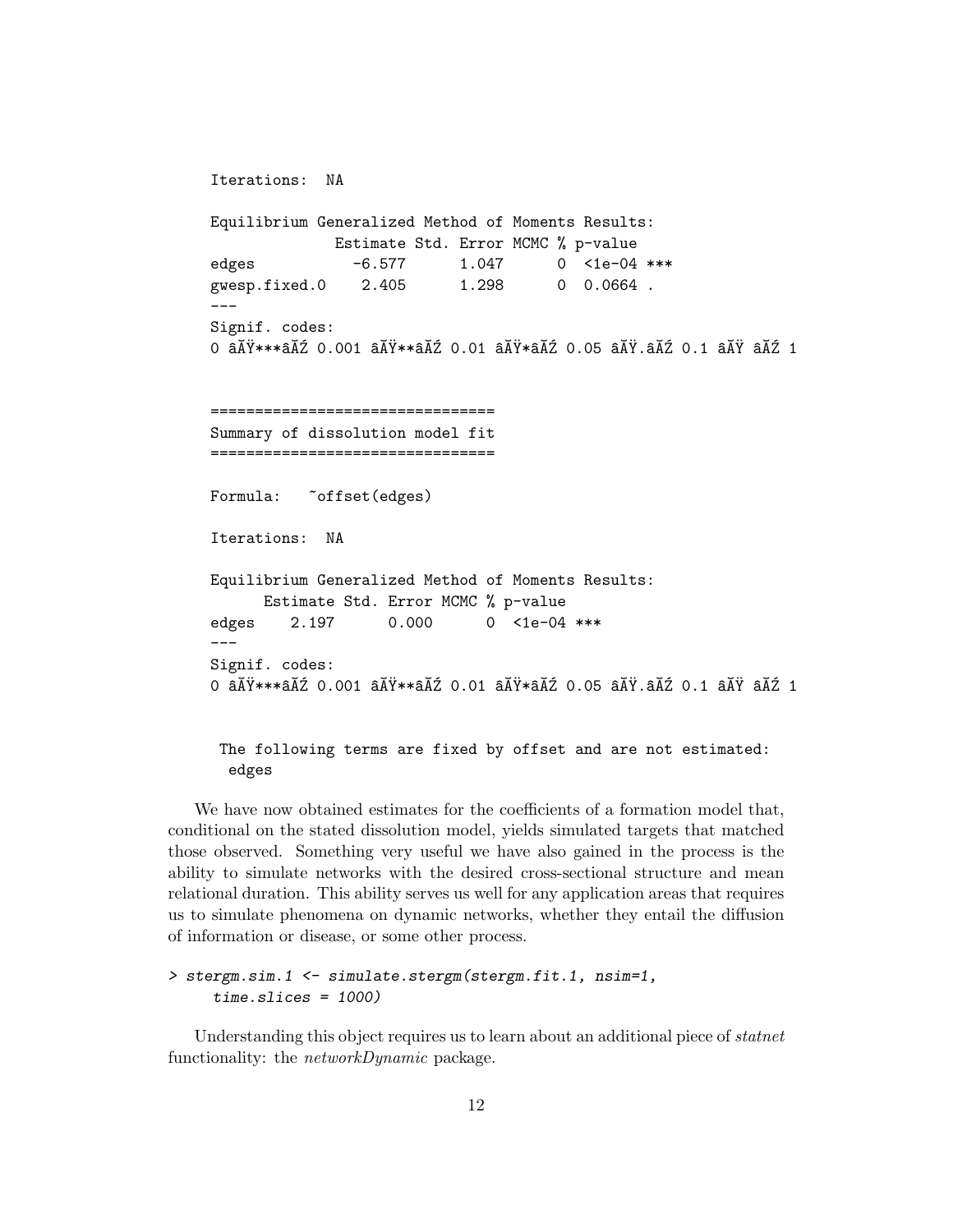```
Iterations:  NA

Equilibrium Generalized Method of Moments Results:
              Estimate Std. Error MCMC % p-value
edges           -6.577      1.047      0  <1e-04 ***
gwesp.fixed.0    2.405      1.298      0  0.0664 .
---
Signif. codes:
0 âĂŸ***âĂŹ 0.001 âĂŸ**âĂŹ 0.01 âĂŸ*âĂŹ 0.05 âĂŸ.âĂŹ 0.1 âĂŸ âĂŹ 1


================================
Summary of dissolution model fit
================================

Formula:   ~offset(edges)

Iterations:  NA

Equilibrium Generalized Method of Moments Results:
      Estimate Std. Error MCMC % p-value
edges    2.197      0.000      0  <1e-04 ***
---
Signif. codes:
0 âĂŸ***âĂŹ 0.001 âĂŸ**âĂŹ 0.01 âĂŸ*âĂŹ 0.05 âĂŸ.âĂŹ 0.1 âĂŸ âĂŹ 1


 The following terms are fixed by offset and are not estimated:
  edges
```

We have now obtained estimates for the coefficients of a formation model that, conditional on the stated dissolution model, yields simulated targets that matched those observed. Something very useful we have also gained in the process is the ability to simulate networks with the desired cross-sectional structure and mean relational duration. This ability serves us well for any application areas that requires us to simulate phenomena on dynamic networks, whether they entail the diffusion of information or disease, or some other process.

```
> stergm.sim.1 <- simulate.stergm(stergm.fit.1, nsim=1,
     time.slices = 1000)
```

Understanding this object requires us to learn about an additional piece of *statnet* functionality: the *networkDynamic* package.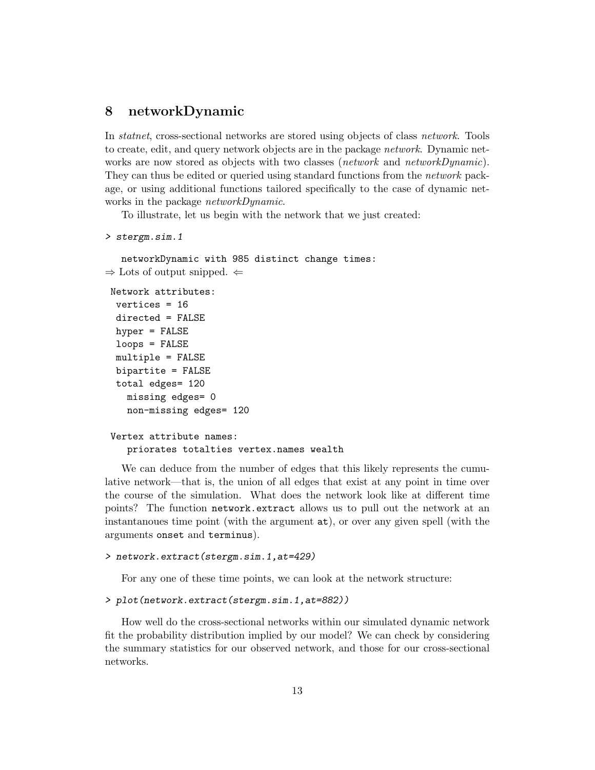## 8 networkDynamic

In *statnet*, cross-sectional networks are stored using objects of class *network*. Tools to create, edit, and query network objects are in the package *network*. Dynamic networks are now stored as objects with two classes (*network* and *networkDynamic*). They can thus be edited or queried using standard functions from the *network* package, or using additional functions tailored specifically to the case of dynamic networks in the package *networkDynamic*.

To illustrate, let us begin with the network that we just created:

```
> stergm.sim.1
```

```
   networkDynamic with 985 distinct change times:
```

⇒ Lots of output snipped. ⇐

```
 Network attributes:
  vertices = 16
  directed = FALSE
  hyper = FALSE
  loops = FALSE
  multiple = FALSE
  bipartite = FALSE
  total edges= 120
    missing edges= 0
    non-missing edges= 120

 Vertex attribute names:
    priorates totalties vertex.names wealth
```

We can deduce from the number of edges that this likely represents the cumulative network—that is, the union of all edges that exist at any point in time over the course of the simulation. What does the network look like at different time points? The function `network.extract` allows us to pull out the network at an instantanoues time point (with the argument `at`), or over any given spell (with the arguments `onset` and `terminus`).

```
> network.extract(stergm.sim.1,at=429)
```

For any one of these time points, we can look at the network structure:

```
> plot(network.extract(stergm.sim.1,at=882))
```

How well do the cross-sectional networks within our simulated dynamic network fit the probability distribution implied by our model? We can check by considering the summary statistics for our observed network, and those for our cross-sectional networks.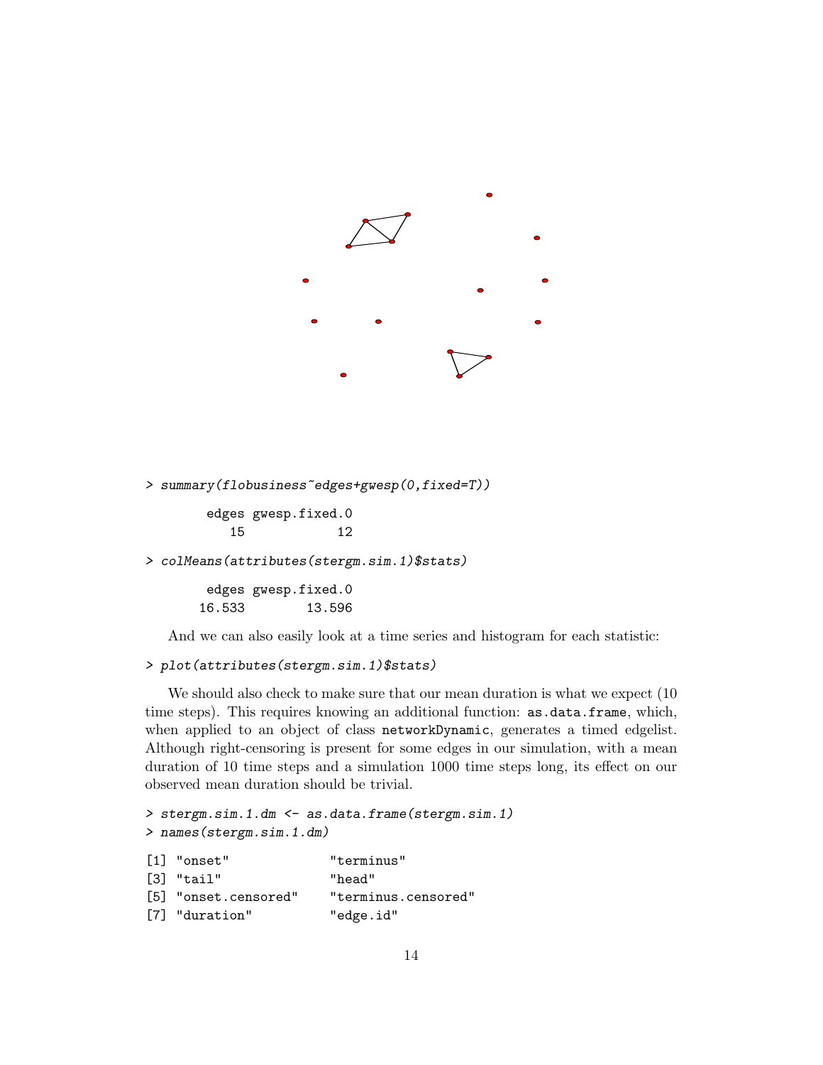```
> summary(flobusiness~edges+gwesp(0,fixed=T))

        edges gwesp.fixed.0
           15            12

> colMeans(attributes(stergm.sim.1)$stats)

        edges gwesp.fixed.0
       16.533        13.596
```

And we can also easily look at a time series and histogram for each statistic:

```
> plot(attributes(stergm.sim.1)$stats)
```

We should also check to make sure that our mean duration is what we expect (10 time steps). This requires knowing an additional function: `as.data.frame`, which, when applied to an object of class `networkDynamic`, generates a timed edgelist. Although right-censoring is present for some edges in our simulation, with a mean duration of 10 time steps and a simulation 1000 time steps long, its effect on our observed mean duration should be trivial.

```
> stergm.sim.1.dm <- as.data.frame(stergm.sim.1)
> names(stergm.sim.1.dm)

[1] "onset"              "terminus"
[3] "tail"               "head"
[5] "onset.censored"     "terminus.censored"
[7] "duration"           "edge.id"
```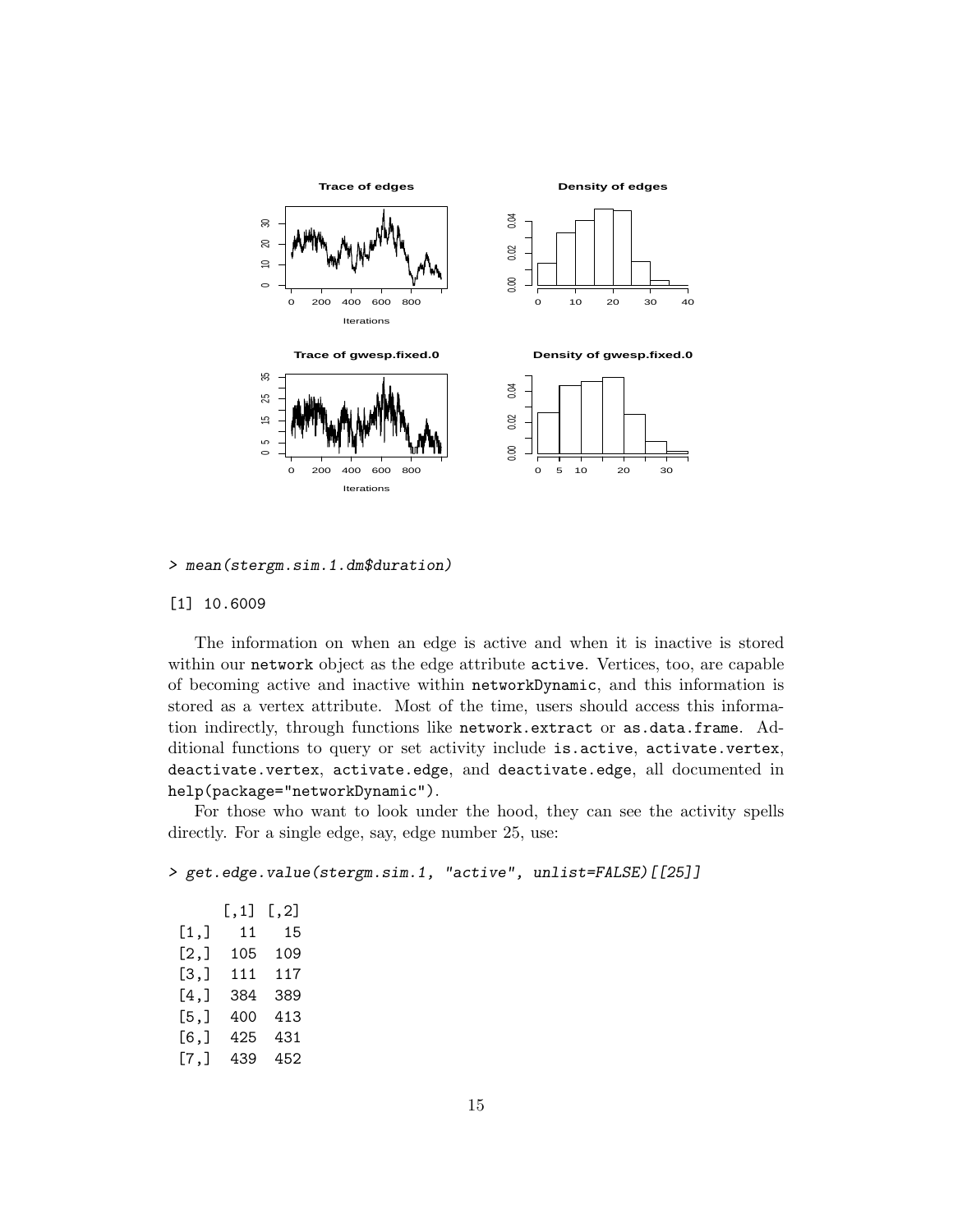```
> mean(stergm.sim.1.dm$duration)
```

```
[1] 10.6009
```

The information on when an edge is active and when it is inactive is stored within our `network` object as the edge attribute `active`. Vertices, too, are capable of becoming active and inactive within `networkDynamic`, and this information is stored as a vertex attribute. Most of the time, users should access this information indirectly, through functions like `network.extract` or `as.data.frame`. Additional functions to query or set activity include `is.active`, `activate.vertex`, `deactivate.vertex`, `activate.edge`, and `deactivate.edge`, all documented in `help(package="networkDynamic")`.

For those who want to look under the hood, they can see the activity spells directly. For a single edge, say, edge number 25, use:

```
> get.edge.value(stergm.sim.1, "active", unlist=FALSE)[[25]]
```

```
     [,1] [,2]
[1,]   11   15
[2,]  105  109
[3,]  111  117
[4,]  384  389
[5,]  400  413
[6,]  425  431
[7,]  439  452
```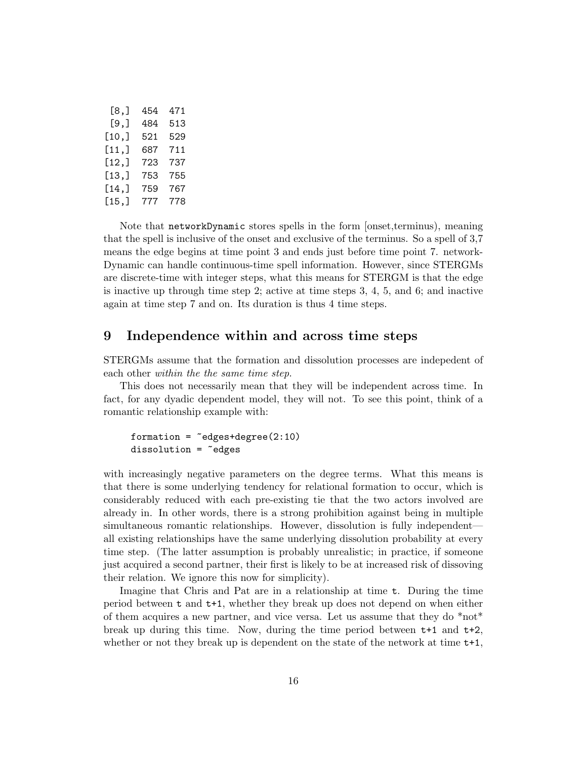```
 [8,]  454  471
 [9,]  484  513
[10,]  521  529
[11,]  687  711
[12,]  723  737
[13,]  753  755
[14,]  759  767
[15,]  777  778
```

Note that `networkDynamic` stores spells in the form [onset,terminus), meaning that the spell is inclusive of the onset and exclusive of the terminus. So a spell of 3,7 means the edge begins at time point 3 and ends just before time point 7. networkDynamic can handle continuous-time spell information. However, since STERGMs are discrete-time with integer steps, what this means for STERGM is that the edge is inactive up through time step 2; active at time steps 3, 4, 5, and 6; and inactive again at time step 7 and on. Its duration is thus 4 time steps.

## 9 Independence within and across time steps

STERGMs assume that the formation and dissolution processes are indepedent of each other *within the the same time step*.

This does not necessarily mean that they will be independent across time. In fact, for any dyadic dependent model, they will not. To see this point, think of a romantic relationship example with:

```
formation = ~edges+degree(2:10)
dissolution = ~edges
```

with increasingly negative parameters on the degree terms. What this means is that there is some underlying tendency for relational formation to occur, which is considerably reduced with each pre-existing tie that the two actors involved are already in. In other words, there is a strong prohibition against being in multiple simultaneous romantic relationships. However, dissolution is fully independent—all existing relationships have the same underlying dissolution probability at every time step. (The latter assumption is probably unrealistic; in practice, if someone just acquired a second partner, their first is likely to be at increased risk of dissoving their relation. We ignore this now for simplicity).

Imagine that Chris and Pat are in a relationship at time `t`. During the time period between `t` and `t+1`, whether they break up does not depend on when either of them acquires a new partner, and vice versa. Let us assume that they do *not* break up during this time. Now, during the time period between `t+1` and `t+2`, whether or not they break up is dependent on the state of the network at time `t+1`,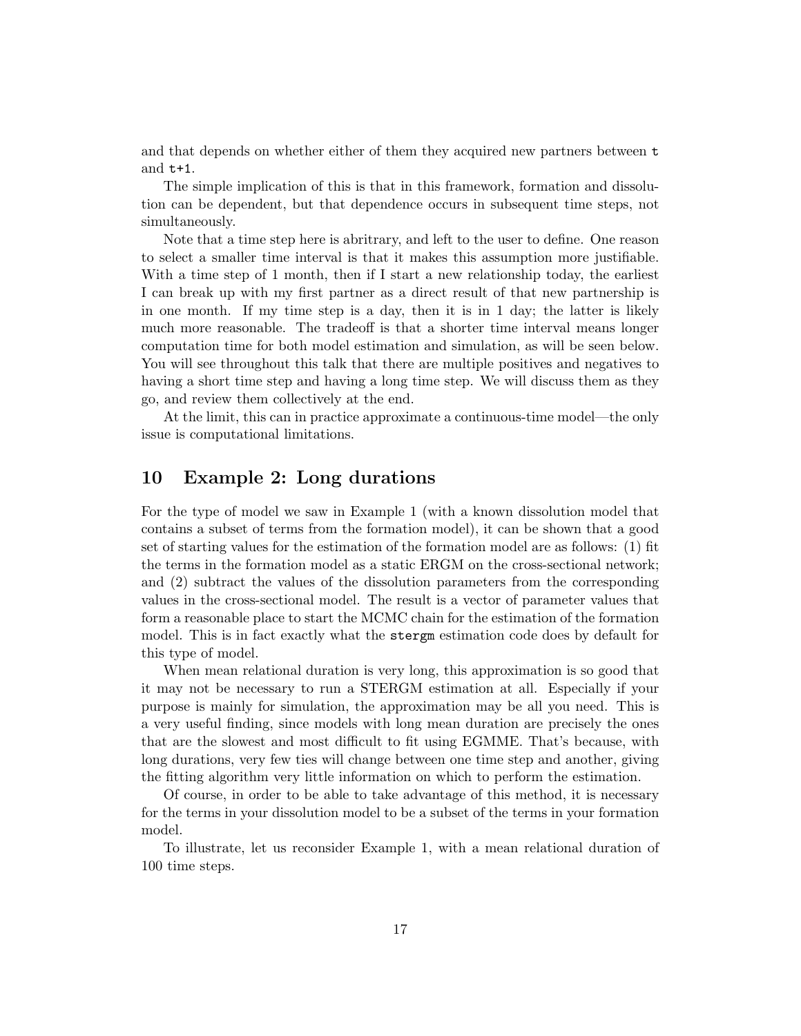and that depends on whether either of them they acquired new partners between `t` and `t+1`.

The simple implication of this is that in this framework, formation and dissolution can be dependent, but that dependence occurs in subsequent time steps, not simultaneously.

Note that a time step here is abitrary, and left to the user to define. One reason to select a smaller time interval is that it makes this assumption more justifiable. With a time step of 1 month, then if I start a new relationship today, the earliest I can break up with my first partner as a direct result of that new partnership is in one month. If my time step is a day, then it is in 1 day; the latter is likely much more reasonable. The tradeoff is that a shorter time interval means longer computation time for both model estimation and simulation, as will be seen below. You will see throughout this talk that there are multiple positives and negatives to having a short time step and having a long time step. We will discuss them as they go, and review them collectively at the end.

At the limit, this can in practice approximate a continuous-time model—the only issue is computational limitations.

## 10 Example 2: Long durations

For the type of model we saw in Example 1 (with a known dissolution model that contains a subset of terms from the formation model), it can be shown that a good set of starting values for the estimation of the formation model are as follows: (1) fit the terms in the formation model as a static ERGM on the cross-sectional network; and (2) subtract the values of the dissolution parameters from the corresponding values in the cross-sectional model. The result is a vector of parameter values that form a reasonable place to start the MCMC chain for the estimation of the formation model. This is in fact exactly what the `stergm` estimation code does by default for this type of model.

When mean relational duration is very long, this approximation is so good that it may not be necessary to run a STERGM estimation at all. Especially if your purpose is mainly for simulation, the approximation may be all you need. This is a very useful finding, since models with long mean duration are precisely the ones that are the slowest and most difficult to fit using EGMME. That's because, with long durations, very few ties will change between one time step and another, giving the fitting algorithm very little information on which to perform the estimation.

Of course, in order to be able to take advantage of this method, it is necessary for the terms in your dissolution model to be a subset of the terms in your formation model.

To illustrate, let us reconsider Example 1, with a mean relational duration of 100 time steps.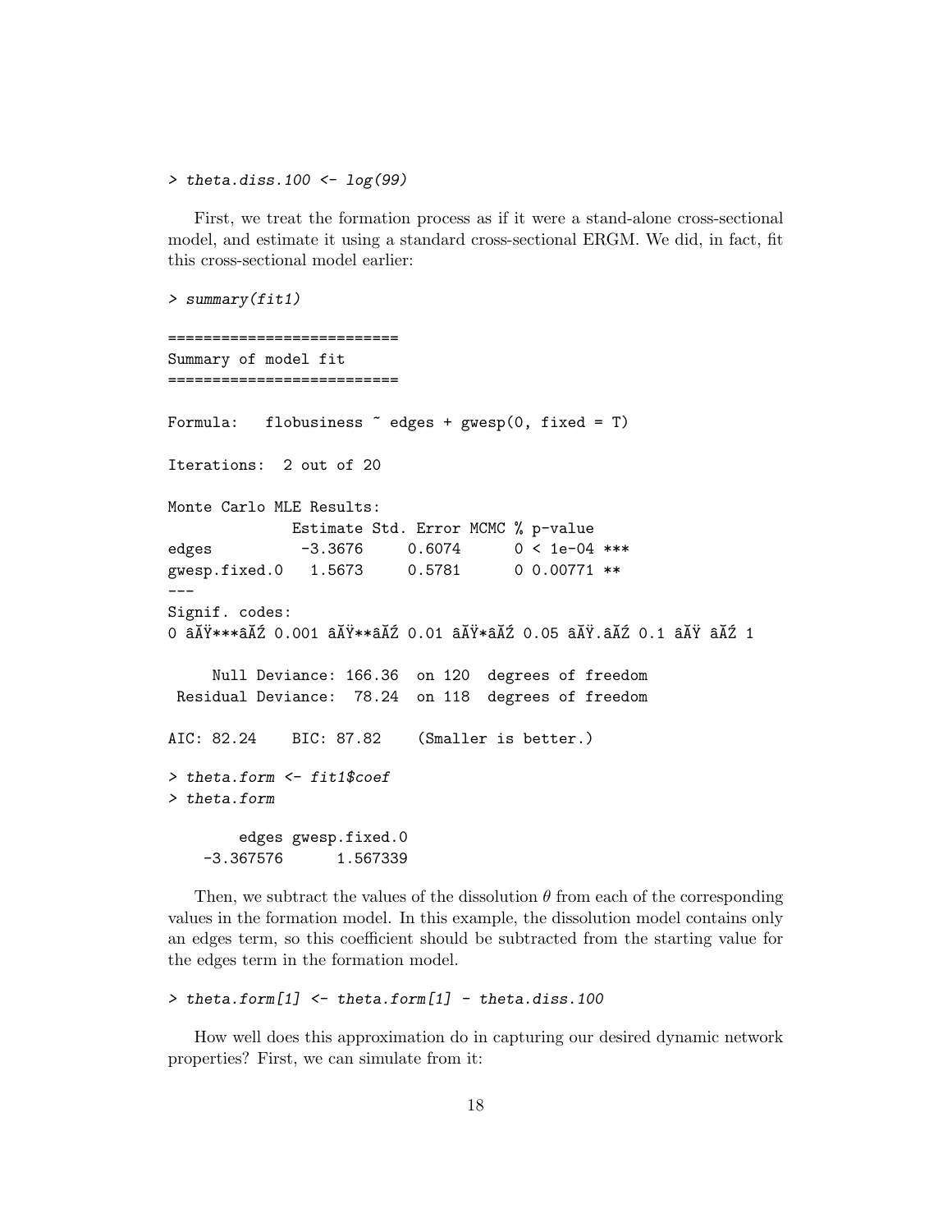```
> theta.diss.100 <- log(99)
```

First, we treat the formation process as if it were a stand-alone cross-sectional model, and estimate it using a standard cross-sectional ERGM. We did, in fact, fit this cross-sectional model earlier:

```
> summary(fit1)

==========================
Summary of model fit
==========================

Formula:   flobusiness ~ edges + gwesp(0, fixed = T)

Iterations:  2 out of 20

Monte Carlo MLE Results:
              Estimate Std. Error MCMC % p-value
edges          -3.3676     0.6074      0 < 1e-04 ***
gwesp.fixed.0   1.5673     0.5781      0 0.00771 **
---
Signif. codes:
0 âĂŸ***âĂŹ 0.001 âĂŸ**âĂŹ 0.01 âĂŸ*âĂŹ 0.05 âĂŸ.âĂŹ 0.1 âĂŸ âĂŹ 1

     Null Deviance: 166.36  on 120  degrees of freedom
 Residual Deviance:  78.24  on 118  degrees of freedom

AIC: 82.24    BIC: 87.82    (Smaller is better.)

> theta.form <- fit1$coef
> theta.form

        edges gwesp.fixed.0
    -3.367576      1.567339
```

Then, we subtract the values of the dissolution $\theta$ from each of the corresponding values in the formation model. In this example, the dissolution model contains only an edges term, so this coefficient should be subtracted from the starting value for the edges term in the formation model.

```
> theta.form[1] <- theta.form[1] - theta.diss.100
```

How well does this approximation do in capturing our desired dynamic network properties? First, we can simulate from it: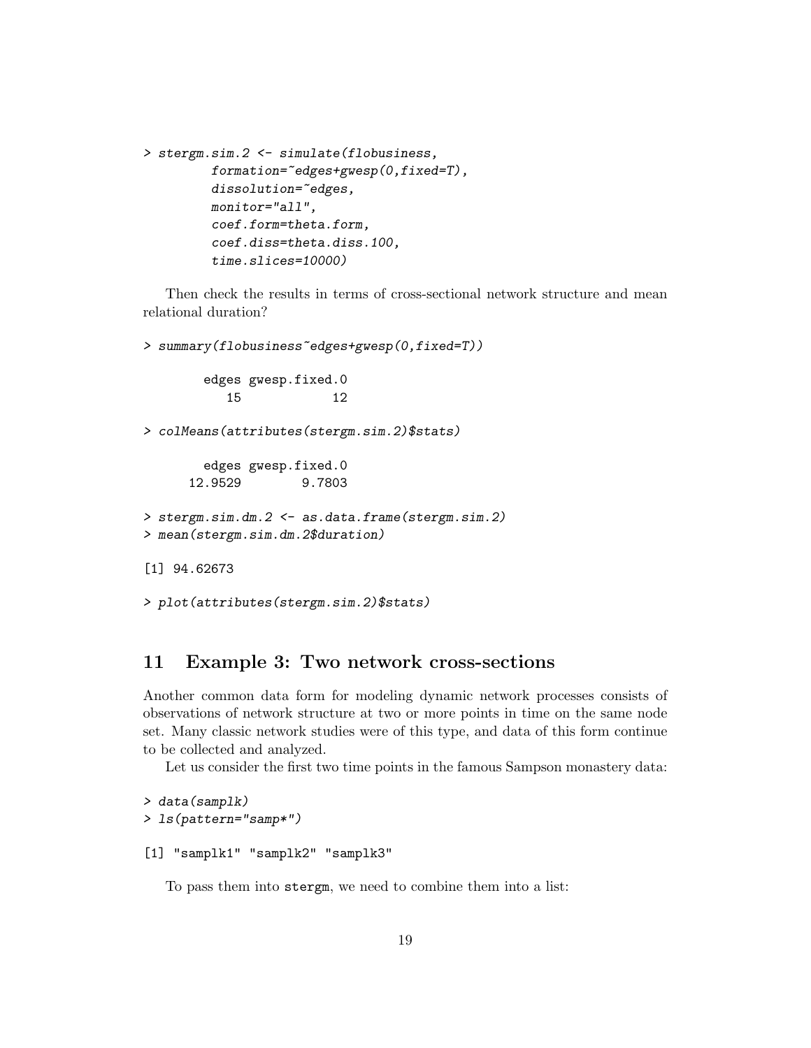```
> stergm.sim.2 <- simulate(flobusiness,
         formation=~edges+gwesp(0,fixed=T),
         dissolution=~edges,
         monitor="all",
         coef.form=theta.form,
         coef.diss=theta.diss.100,
         time.slices=10000)
```

Then check the results in terms of cross-sectional network structure and mean relational duration?

```
> summary(flobusiness~edges+gwesp(0,fixed=T))

        edges gwesp.fixed.0
           15            12

> colMeans(attributes(stergm.sim.2)$stats)

        edges gwesp.fixed.0
      12.9529        9.7803

> stergm.sim.dm.2 <- as.data.frame(stergm.sim.2)
> mean(stergm.sim.dm.2$duration)

[1] 94.62673

> plot(attributes(stergm.sim.2)$stats)
```

## 11 Example 3: Two network cross-sections

Another common data form for modeling dynamic network processes consists of observations of network structure at two or more points in time on the same node set. Many classic network studies were of this type, and data of this form continue to be collected and analyzed.

Let us consider the first two time points in the famous Sampson monastery data:

```
> data(samplk)
> ls(pattern="samp*")

[1] "samplk1" "samplk2" "samplk3"
```

To pass them into `stergm`, we need to combine them into a list: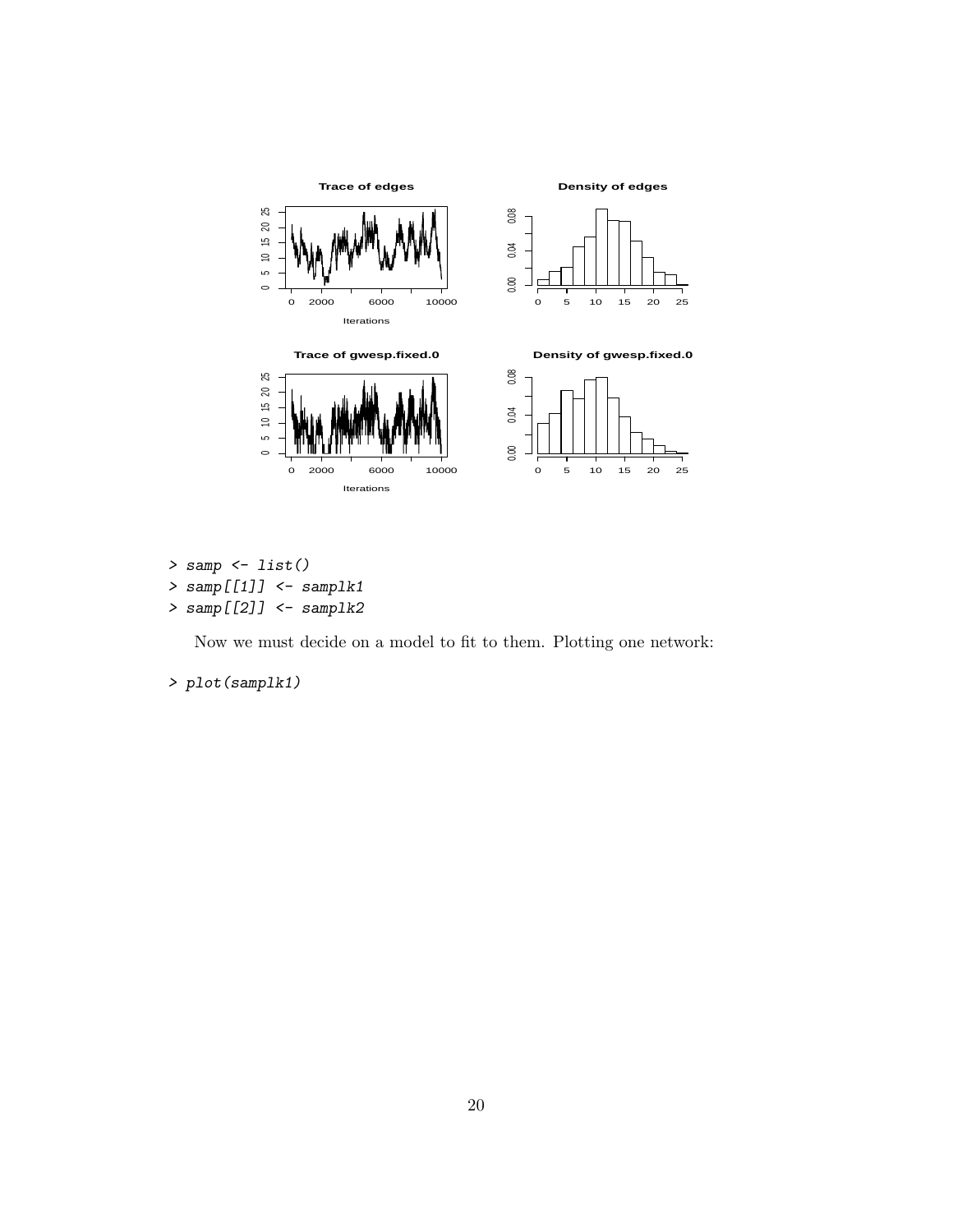```
> samp <- list()
> samp[[1]] <- samplk1
> samp[[2]] <- samplk2
```

Now we must decide on a model to fit to them. Plotting one network:

```
> plot(samplk1)
```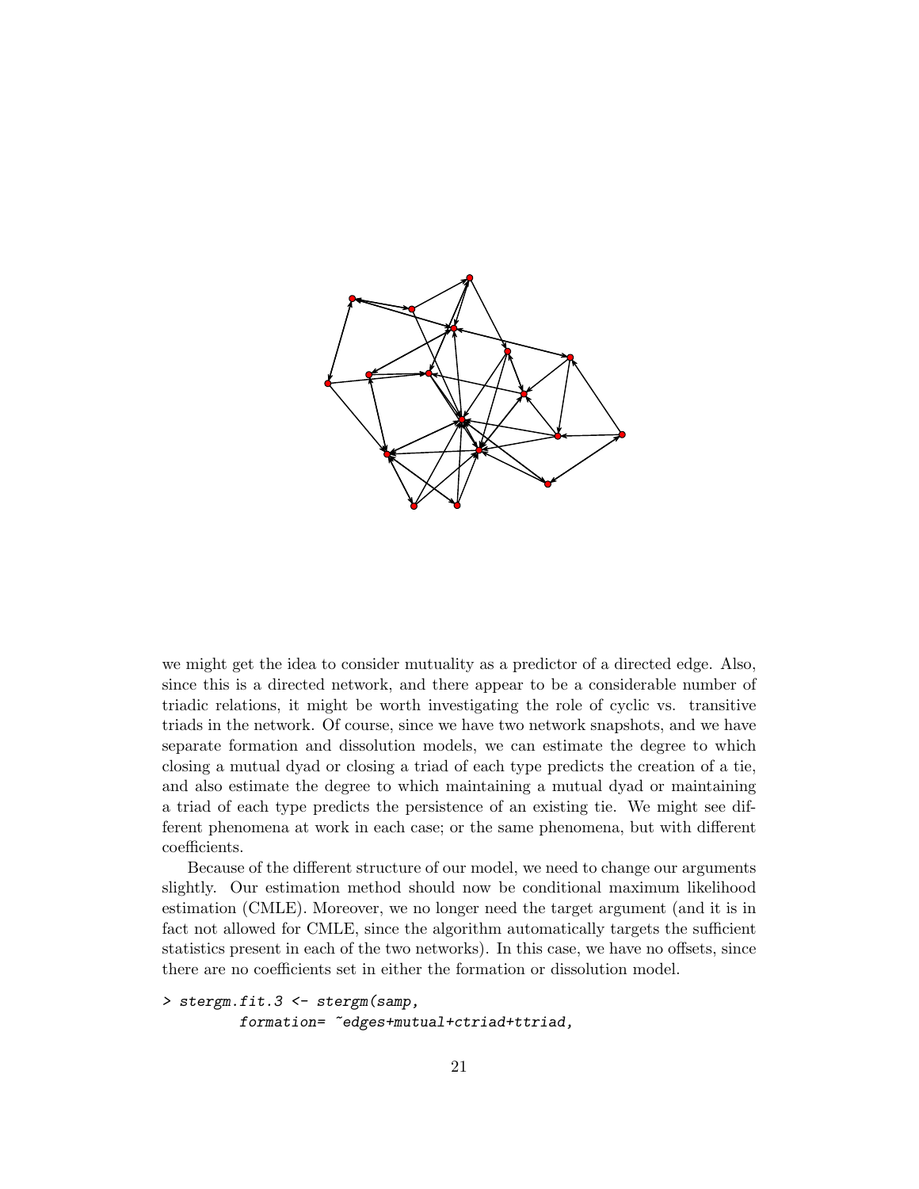we might get the idea to consider mutuality as a predictor of a directed edge. Also, since this is a directed network, and there appear to be a considerable number of triadic relations, it might be worth investigating the role of cyclic vs. transitive triads in the network. Of course, since we have two network snapshots, and we have separate formation and dissolution models, we can estimate the degree to which closing a mutual dyad or closing a triad of each type predicts the creation of a tie, and also estimate the degree to which maintaining a mutual dyad or maintaining a triad of each type predicts the persistence of an existing tie. We might see different phenomena at work in each case; or the same phenomena, but with different coefficients.

Because of the different structure of our model, we need to change our arguments slightly. Our estimation method should now be conditional maximum likelihood estimation (CMLE). Moreover, we no longer need the target argument (and it is in fact not allowed for CMLE, since the algorithm automatically targets the sufficient statistics present in each of the two networks). In this case, we have no offsets, since there are no coefficients set in either the formation or dissolution model.

```
> stergm.fit.3 <- stergm(samp,
        formation= ~edges+mutual+ctriad+ttriad,
```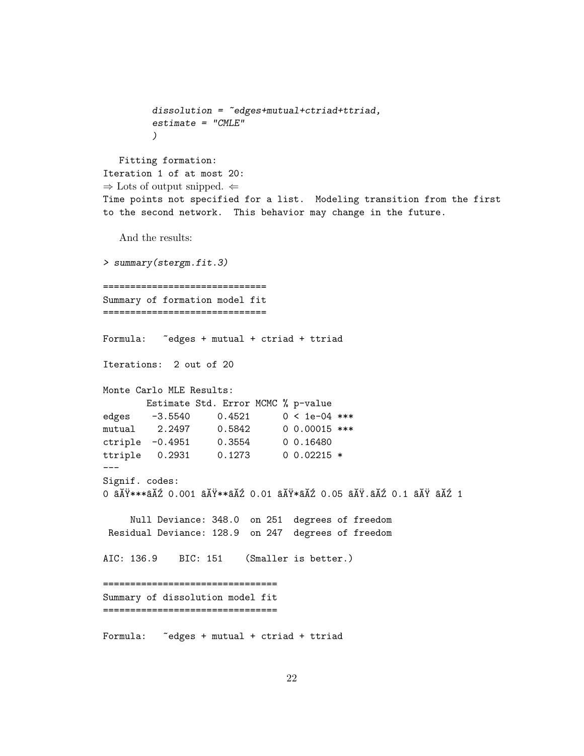```
        dissolution = ~edges+mutual+ctriad+ttriad,
        estimate = "CMLE"
        )
```

Fitting formation:

```
Iteration 1 of at most 20:
```

⇒ Lots of output snipped. ⇐

```
Time points not specified for a list.  Modeling transition from the first
to the second network.  This behavior may change in the future.
```

And the results:

```
> summary(stergm.fit.3)

==============================
Summary of formation model fit
==============================

Formula:   ~edges + mutual + ctriad + ttriad

Iterations:  2 out of 20

Monte Carlo MLE Results:
        Estimate Std. Error MCMC % p-value
edges    -3.5540     0.4521      0 < 1e-04 ***
mutual    2.2497     0.5842      0 0.00015 ***
ctriple  -0.4951     0.3554      0 0.16480
ttriple   0.2931     0.1273      0 0.02215 *
---
Signif. codes:
0 âĂŸ***âĂŹ 0.001 âĂŸ**âĂŹ 0.01 âĂŸ*âĂŹ 0.05 âĂŸ.âĂŹ 0.1 âĂŸ âĂŹ 1

     Null Deviance: 348.0  on 251  degrees of freedom
 Residual Deviance: 128.9  on 247  degrees of freedom

AIC: 136.9    BIC: 151    (Smaller is better.)

================================
Summary of dissolution model fit
================================

Formula:   ~edges + mutual + ctriad + ttriad
```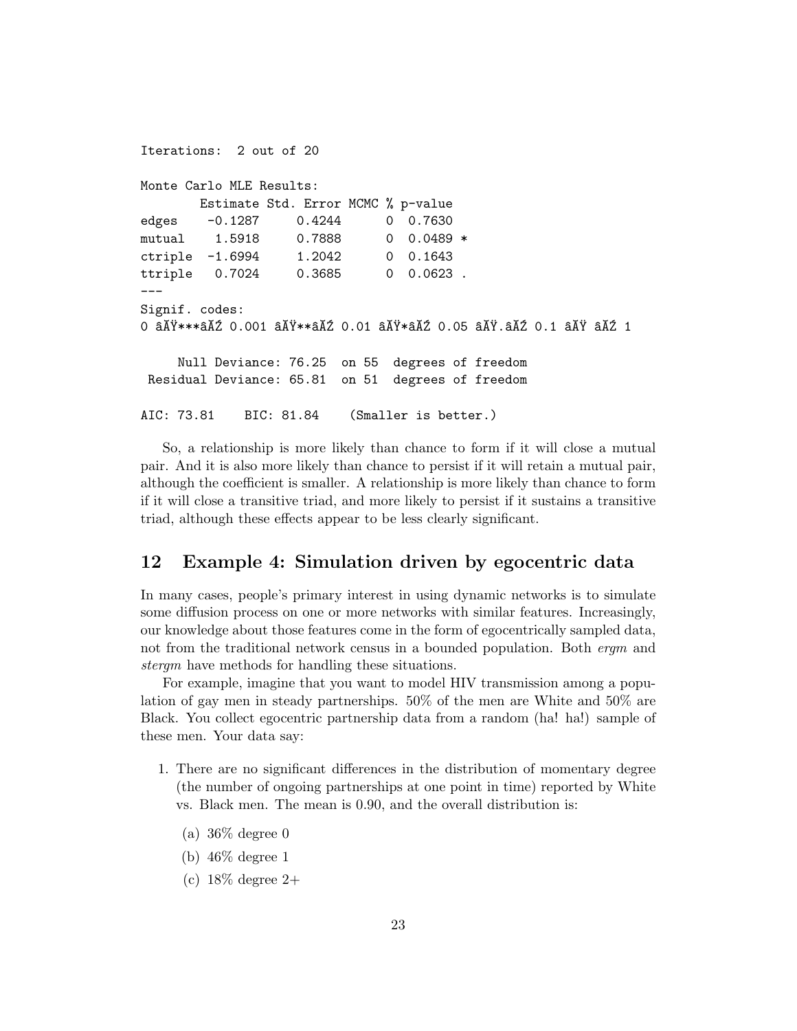```
Iterations:  2 out of 20

Monte Carlo MLE Results:
        Estimate Std. Error MCMC % p-value
edges    -0.1287     0.4244      0  0.7630
mutual    1.5918     0.7888      0  0.0489 *
ctriple  -1.6994     1.2042      0  0.1643
ttriple   0.7024     0.3685      0  0.0623 .
---
Signif. codes:
0 âĂŸ***âĂŹ 0.001 âĂŸ**âĂŹ 0.01 âĂŸ*âĂŹ 0.05 âĂŸ.âĂŹ 0.1 âĂŸ âĂŹ 1

     Null Deviance: 76.25  on 55  degrees of freedom
 Residual Deviance: 65.81  on 51  degrees of freedom

AIC: 73.81    BIC: 81.84    (Smaller is better.)
```

So, a relationship is more likely than chance to form if it will close a mutual pair. And it is also more likely than chance to persist if it will retain a mutual pair, although the coefficient is smaller. A relationship is more likely than chance to form if it will close a transitive triad, and more likely to persist if it sustains a transitive triad, although these effects appear to be less clearly significant.

## 12 Example 4: Simulation driven by egocentric data

In many cases, people's primary interest in using dynamic networks is to simulate some diffusion process on one or more networks with similar features. Increasingly, our knowledge about those features come in the form of egocentrically sampled data, not from the traditional network census in a bounded population. Both *ergm* and *stergm* have methods for handling these situations.

For example, imagine that you want to model HIV transmission among a population of gay men in steady partnerships. 50% of the men are White and 50% are Black. You collect egocentric partnership data from a random (ha! ha!) sample of these men. Your data say:

1. There are no significant differences in the distribution of momentary degree (the number of ongoing partnerships at one point in time) reported by White vs. Black men. The mean is 0.90, and the overall distribution is:
   (a) 36% degree 0
   (b) 46% degree 1
   (c) 18% degree 2+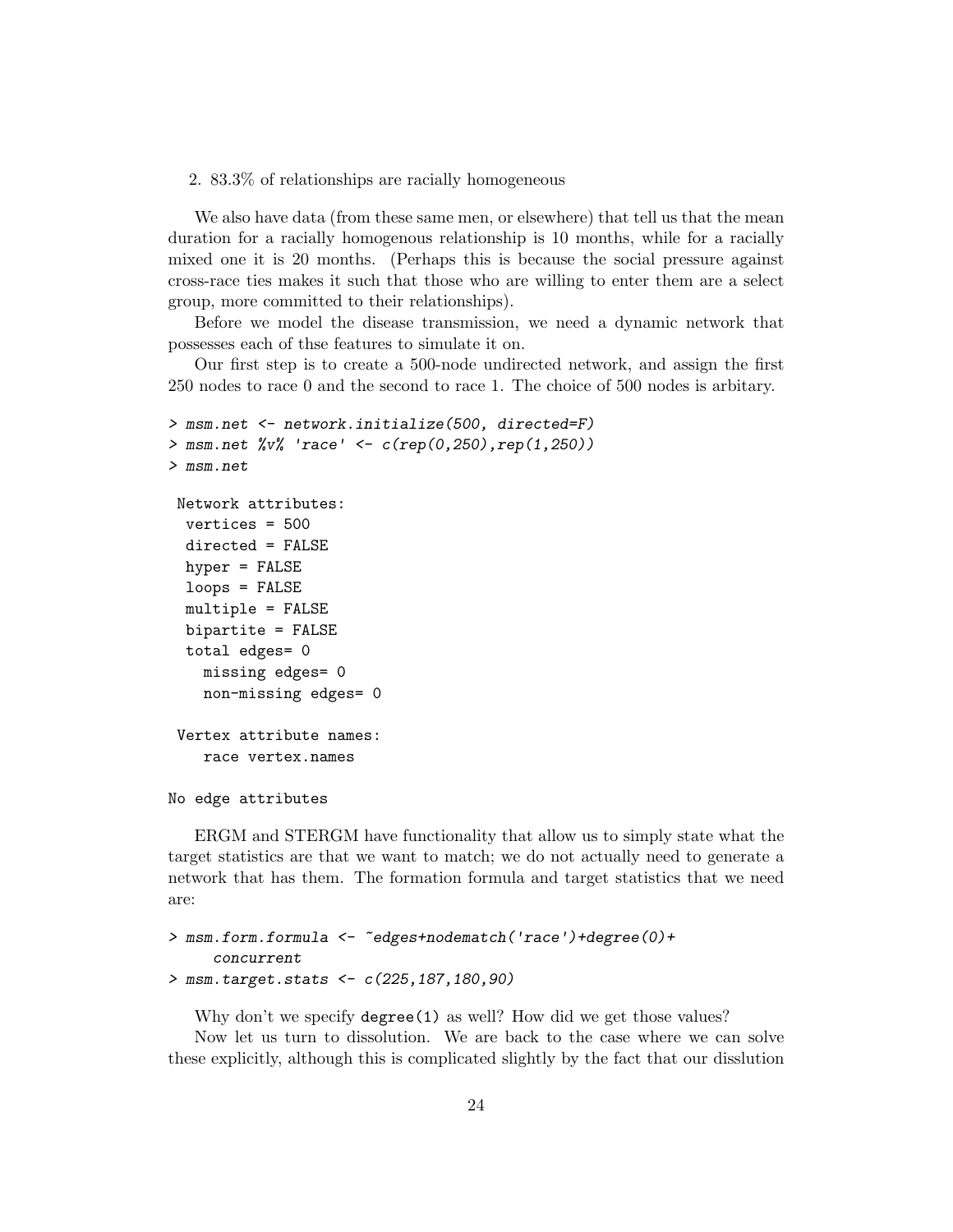2. 83.3% of relationships are racially homogeneous

We also have data (from these same men, or elsewhere) that tell us that the mean duration for a racially homogenous relationship is 10 months, while for a racially mixed one it is 20 months. (Perhaps this is because the social pressure against cross-race ties makes it such that those who are willing to enter them are a select group, more committed to their relationships).

Before we model the disease transmission, we need a dynamic network that possesses each of thse features to simulate it on.

Our first step is to create a 500-node undirected network, and assign the first 250 nodes to race 0 and the second to race 1. The choice of 500 nodes is arbitary.

```
> msm.net <- network.initialize(500, directed=F)
> msm.net %v% 'race' <- c(rep(0,250),rep(1,250))
> msm.net

 Network attributes:
  vertices = 500
  directed = FALSE
  hyper = FALSE
  loops = FALSE
  multiple = FALSE
  bipartite = FALSE
  total edges= 0
    missing edges= 0
    non-missing edges= 0

 Vertex attribute names:
    race vertex.names

No edge attributes
```

ERGM and STERGM have functionality that allow us to simply state what the target statistics are that we want to match; we do not actually need to generate a network that has them. The formation formula and target statistics that we need are:

```
> msm.form.formula <- ~edges+nodematch('race')+degree(0)+
     concurrent
> msm.target.stats <- c(225,187,180,90)
```

Why don't we specify `degree(1)` as well? How did we get those values?

Now let us turn to dissolution. We are back to the case where we can solve these explicitly, although this is complicated slightly by the fact that our disslution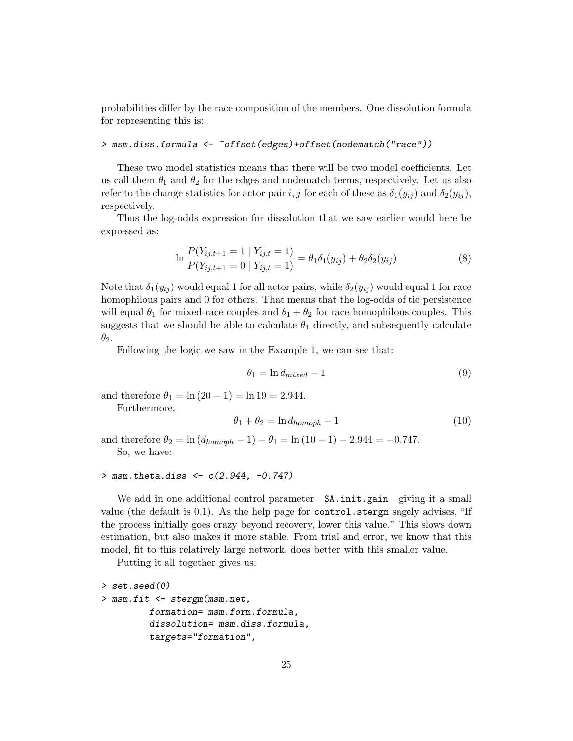probabilities differ by the race composition of the members. One dissolution formula for representing this is:

```
> msm.diss.formula <- ~offset(edges)+offset(nodematch("race"))
```

These two model statistics means that there will be two model coefficients. Let us call them $\theta_1$ and $\theta_2$ for the edges and nodematch terms, respectively. Let us also refer to the change statistics for actor pair $i, j$ for each of these as $\delta_1(y_{ij})$ and $\delta_2(y_{ij})$, respectively.

Thus the log-odds expression for dissolution that we saw earlier would here be expressed as:

$$\ln \frac{P(Y_{ij,t+1} = 1 \mid Y_{ij,t} = 1)}{P(Y_{ij,t+1} = 0 \mid Y_{ij,t} = 1)} = \theta_1 \delta_1(y_{ij}) + \theta_2 \delta_2(y_{ij}) \tag{8}$$

Note that $\delta_1(y_{ij})$ would equal 1 for all actor pairs, while $\delta_2(y_{ij})$ would equal 1 for race homophilous pairs and 0 for others. That means that the log-odds of tie persistence will equal $\theta_1$ for mixed-race couples and $\theta_1 + \theta_2$ for race-homophilous couples. This suggests that we should be able to calculate $\theta_1$ directly, and subsequently calculate $\theta_2$.

Following the logic we saw in the Example 1, we can see that:

$$\theta_1 = \ln d_{mixed} - 1 \tag{9}$$

and therefore $\theta_1 = \ln(20 - 1) = \ln 19 = 2.944$.

Furthermore,

$$\theta_1 + \theta_2 = \ln d_{homoph} - 1 \tag{10}$$

and therefore $\theta_2 = \ln(d_{homoph} - 1) - \theta_1 = \ln(10 - 1) - 2.944 = -0.747$.

So, we have:

```
> msm.theta.diss <- c(2.944, -0.747)
```

We add in one additional control parameter—`SA.init.gain`—giving it a small value (the default is 0.1). As the help page for `control.stergm` sagely advises, "If the process initially goes crazy beyond recovery, lower this value." This slows down estimation, but also makes it more stable. From trial and error, we know that this model, fit to this relatively large network, does better with this smaller value.

Putting it all together gives us:

```
> set.seed(0)
> msm.fit <- stergm(msm.net,
        formation= msm.form.formula,
        dissolution= msm.diss.formula,
        targets="formation",
```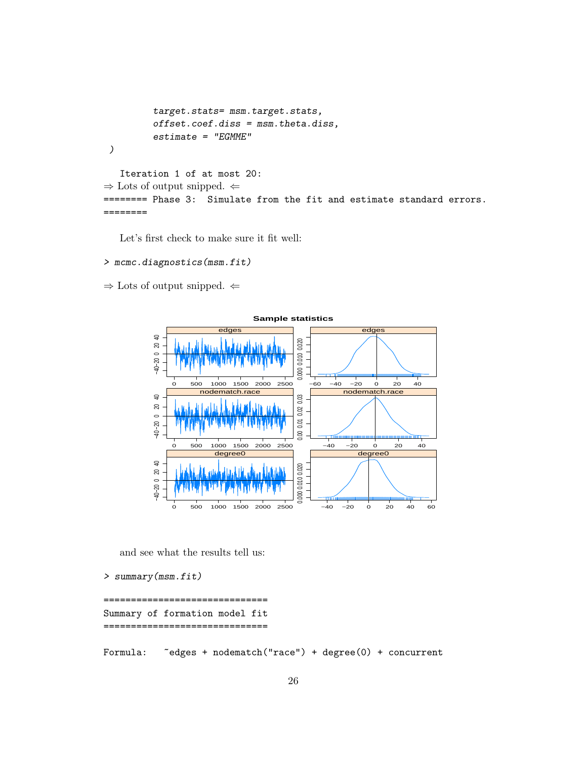```
         target.stats= msm.target.stats,
         offset.coef.diss = msm.theta.diss,
         estimate = "EGMME"
 )
```

```
   Iteration 1 of at most 20:
```

⇒ Lots of output snipped. ⇐

```
======== Phase 3:  Simulate from the fit and estimate standard errors.
========
```

Let's first check to make sure it fit well:

```
> mcmc.diagnostics(msm.fit)
```

⇒ Lots of output snipped. ⇐

and see what the results tell us:

```
> summary(msm.fit)

==============================
Summary of formation model fit
==============================

Formula:   ~edges + nodematch("race") + degree(0) + concurrent
```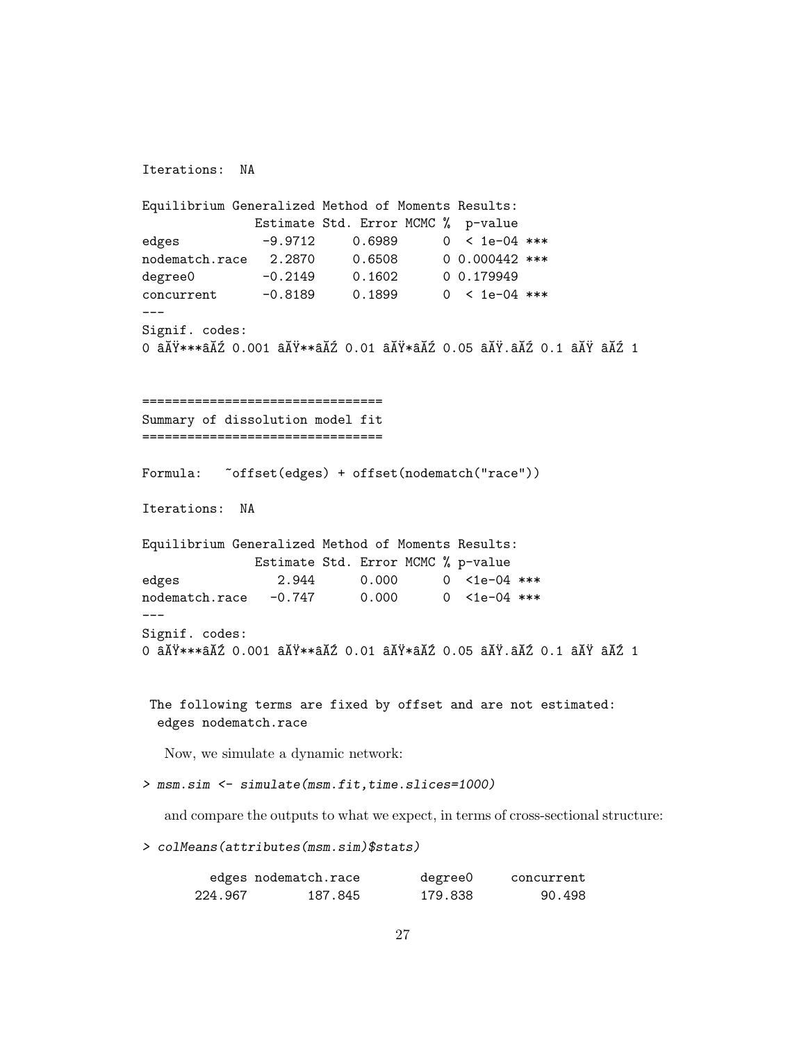```
Iterations:  NA

Equilibrium Generalized Method of Moments Results:
              Estimate Std. Error MCMC %  p-value
edges          -9.9712     0.6989      0  < 1e-04 ***
nodematch.race  2.2870     0.6508      0 0.000442 ***
degree0        -0.2149     0.1602      0 0.179949
concurrent     -0.8189     0.1899      0  < 1e-04 ***
---
Signif. codes:
0 âĂŸ***âĂŹ 0.001 âĂŸ**âĂŹ 0.01 âĂŸ*âĂŹ 0.05 âĂŸ.âĂŹ 0.1 âĂŸ âĂŹ 1


================================
Summary of dissolution model fit
================================

Formula:   ~offset(edges) + offset(nodematch("race"))

Iterations:  NA

Equilibrium Generalized Method of Moments Results:
              Estimate Std. Error MCMC % p-value
edges            2.944      0.000      0  <1e-04 ***
nodematch.race  -0.747      0.000      0  <1e-04 ***
---
Signif. codes:
0 âĂŸ***âĂŹ 0.001 âĂŸ**âĂŹ 0.01 âĂŸ*âĂŹ 0.05 âĂŸ.âĂŹ 0.1 âĂŸ âĂŹ 1


 The following terms are fixed by offset and are not estimated:
  edges nodematch.race
```

Now, we simulate a dynamic network:

```
> msm.sim <- simulate(msm.fit,time.slices=1000)
```

and compare the outputs to what we expect, in terms of cross-sectional structure:

```
> colMeans(attributes(msm.sim)$stats)

        edges nodematch.race        degree0     concurrent
      224.967        187.845        179.838         90.498
```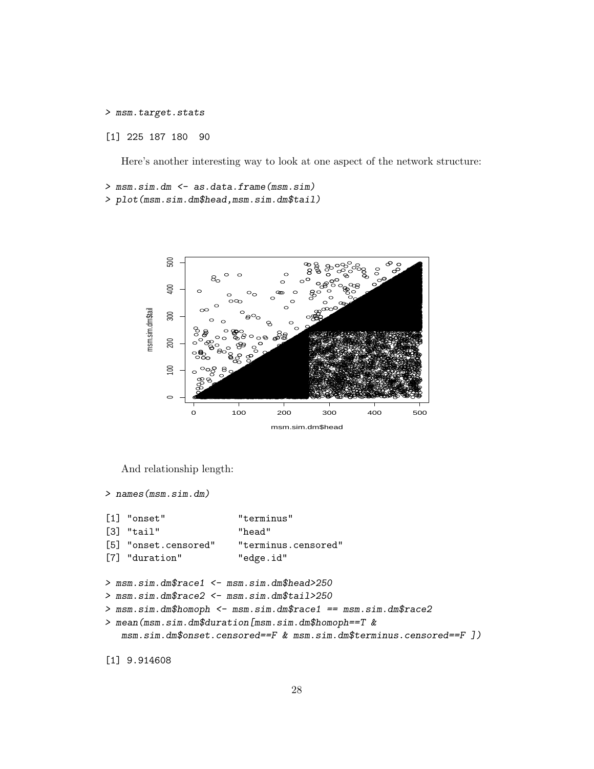```
> msm.target.stats
[1] 225 187 180  90
```

Here's another interesting way to look at one aspect of the network structure:

```
> msm.sim.dm <- as.data.frame(msm.sim)
> plot(msm.sim.dm$head,msm.sim.dm$tail)
```

And relationship length:

```
> names(msm.sim.dm)
[1] "onset"              "terminus"
[3] "tail"               "head"
[5] "onset.censored"     "terminus.censored"
[7] "duration"           "edge.id"

> msm.sim.dm$race1 <- msm.sim.dm$head>250
> msm.sim.dm$race2 <- msm.sim.dm$tail>250
> msm.sim.dm$homoph <- msm.sim.dm$race1 == msm.sim.dm$race2
> mean(msm.sim.dm$duration[msm.sim.dm$homoph==T &
   msm.sim.dm$onset.censored==F & msm.sim.dm$terminus.censored==F ])
[1] 9.914608
```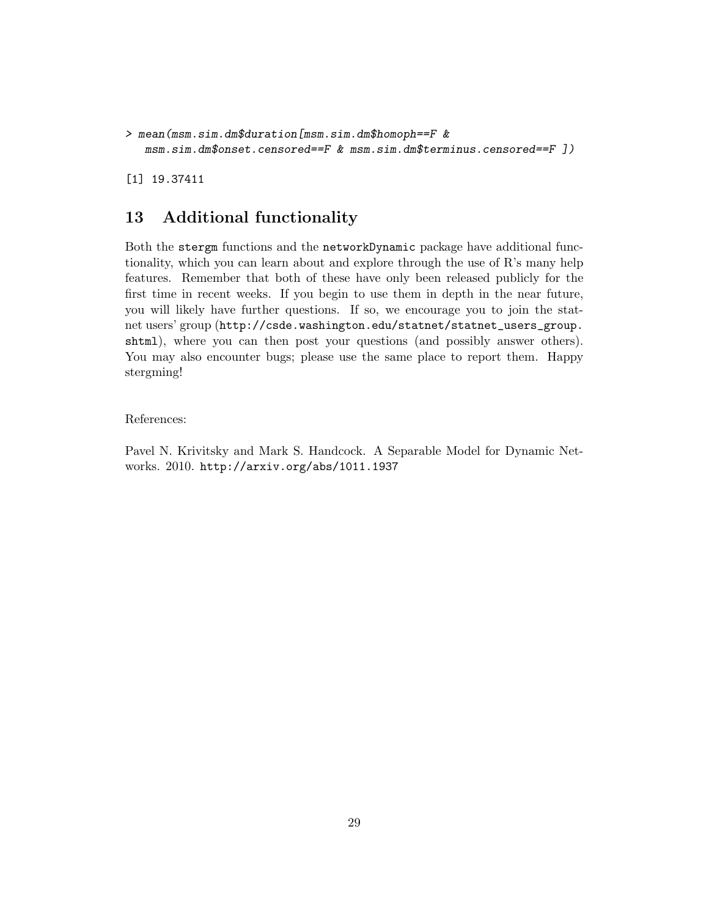```
> mean(msm.sim.dm$duration[msm.sim.dm$homoph==F &
   msm.sim.dm$onset.censored==F & msm.sim.dm$terminus.censored==F ])

[1] 19.37411
```

## 13 Additional functionality

Both the `stergm` functions and the `networkDynamic` package have additional functionality, which you can learn about and explore through the use of R's many help features. Remember that both of these have only been released publicly for the first time in recent weeks. If you begin to use them in depth in the near future, you will likely have further questions. If so, we encourage you to join the statnet users' group (`http://csde.washington.edu/statnet/statnet_users_group.shtml`), where you can then post your questions (and possibly answer others). You may also encounter bugs; please use the same place to report them. Happy stergming!

References:

Pavel N. Krivitsky and Mark S. Handcock. A Separable Model for Dynamic Networks. 2010. `http://arxiv.org/abs/1011.1937`